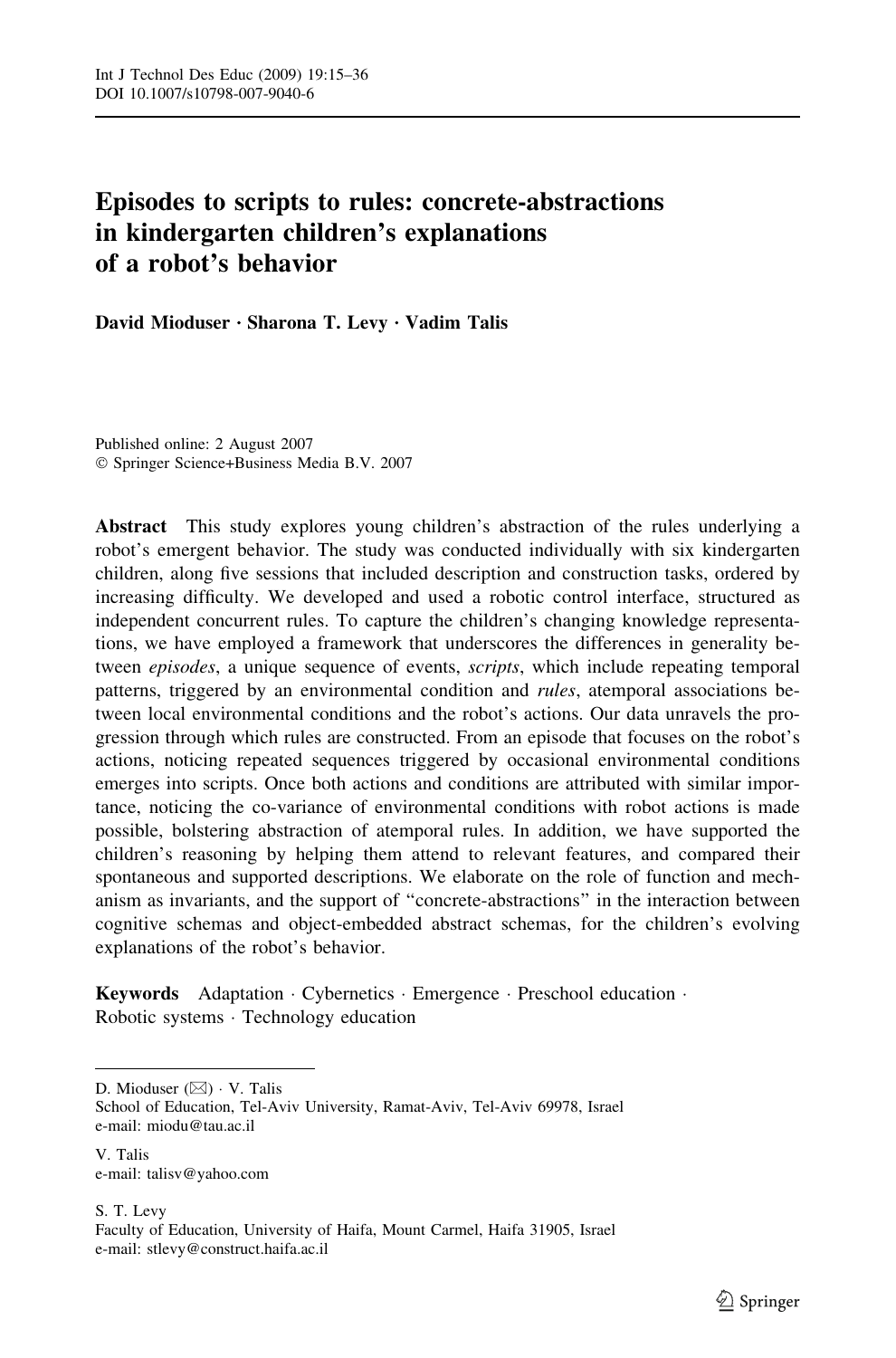# Episodes to scripts to rules: concrete-abstractions in kindergarten children's explanations of a robot's behavior

**David Mioduser · Sharona T. Levy · Vadim Talis**

Published online: 2 August 2007
© Springer Science+Business Media B.V. 2007

**Abstract** This study explores young children's abstraction of the rules underlying a robot's emergent behavior. The study was conducted individually with six kindergarten children, along five sessions that included description and construction tasks, ordered by increasing difficulty. We developed and used a robotic control interface, structured as independent concurrent rules. To capture the children's changing knowledge representations, we have employed a framework that underscores the differences in generality between *episodes*, a unique sequence of events, *scripts*, which include repeating temporal patterns, triggered by an environmental condition and *rules*, atemporal associations between local environmental conditions and the robot's actions. Our data unravels the progression through which rules are constructed. From an episode that focuses on the robot's actions, noticing repeated sequences triggered by occasional environmental conditions emerges into scripts. Once both actions and conditions are attributed with similar importance, noticing the co-variance of environmental conditions with robot actions is made possible, bolstering abstraction of atemporal rules. In addition, we have supported the children's reasoning by helping them attend to relevant features, and compared their spontaneous and supported descriptions. We elaborate on the role of function and mechanism as invariants, and the support of "concrete-abstractions" in the interaction between cognitive schemas and object-embedded abstract schemas, for the children's evolving explanations of the robot's behavior.

**Keywords** Adaptation · Cybernetics · Emergence · Preschool education · Robotic systems · Technology education

---

D. Mioduser (✉) · V. Talis
School of Education, Tel-Aviv University, Ramat-Aviv, Tel-Aviv 69978, Israel
e-mail: miodu@tau.ac.il

V. Talis
e-mail: talisv@yahoo.com

S. T. Levy
Faculty of Education, University of Haifa, Mount Carmel, Haifa 31905, Israel
e-mail: stlevy@construct.haifa.ac.il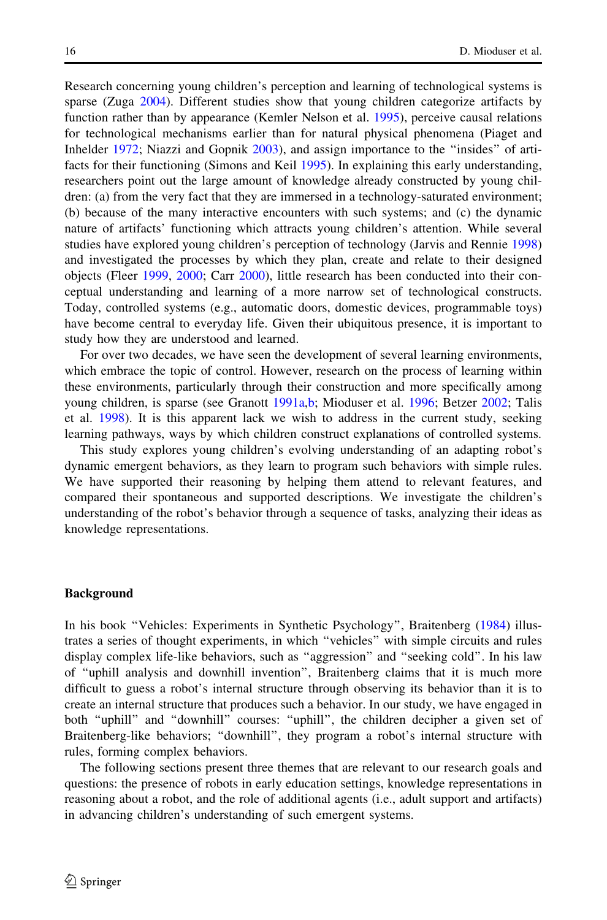Research concerning young children's perception and learning of technological systems is sparse (Zuga 2004). Different studies show that young children categorize artifacts by function rather than by appearance (Kemler Nelson et al. 1995), perceive causal relations for technological mechanisms earlier than for natural physical phenomena (Piaget and Inhelder 1972; Niazzi and Gopnik 2003), and assign importance to the "insides" of artifacts for their functioning (Simons and Keil 1995). In explaining this early understanding, researchers point out the large amount of knowledge already constructed by young children: (a) from the very fact that they are immersed in a technology-saturated environment; (b) because of the many interactive encounters with such systems; and (c) the dynamic nature of artifacts' functioning which attracts young children's attention. While several studies have explored young children's perception of technology (Jarvis and Rennie 1998) and investigated the processes by which they plan, create and relate to their designed objects (Fleer 1999, 2000; Carr 2000), little research has been conducted into their conceptual understanding and learning of a more narrow set of technological constructs. Today, controlled systems (e.g., automatic doors, domestic devices, programmable toys) have become central to everyday life. Given their ubiquitous presence, it is important to study how they are understood and learned.

For over two decades, we have seen the development of several learning environments, which embrace the topic of control. However, research on the process of learning within these environments, particularly through their construction and more specifically among young children, is sparse (see Granott 1991a,b; Mioduser et al. 1996; Betzer 2002; Talis et al. 1998). It is this apparent lack we wish to address in the current study, seeking learning pathways, ways by which children construct explanations of controlled systems.

This study explores young children's evolving understanding of an adapting robot's dynamic emergent behaviors, as they learn to program such behaviors with simple rules. We have supported their reasoning by helping them attend to relevant features, and compared their spontaneous and supported descriptions. We investigate the children's understanding of the robot's behavior through a sequence of tasks, analyzing their ideas as knowledge representations.

## Background

In his book "Vehicles: Experiments in Synthetic Psychology", Braitenberg (1984) illustrates a series of thought experiments, in which "vehicles" with simple circuits and rules display complex life-like behaviors, such as "aggression" and "seeking cold". In his law of "uphill analysis and downhill invention", Braitenberg claims that it is much more difficult to guess a robot's internal structure through observing its behavior than it is to create an internal structure that produces such a behavior. In our study, we have engaged in both "uphill" and "downhill" courses: "uphill", the children decipher a given set of Braitenberg-like behaviors; "downhill", they program a robot's internal structure with rules, forming complex behaviors.

The following sections present three themes that are relevant to our research goals and questions: the presence of robots in early education settings, knowledge representations in reasoning about a robot, and the role of additional agents (i.e., adult support and artifacts) in advancing children's understanding of such emergent systems.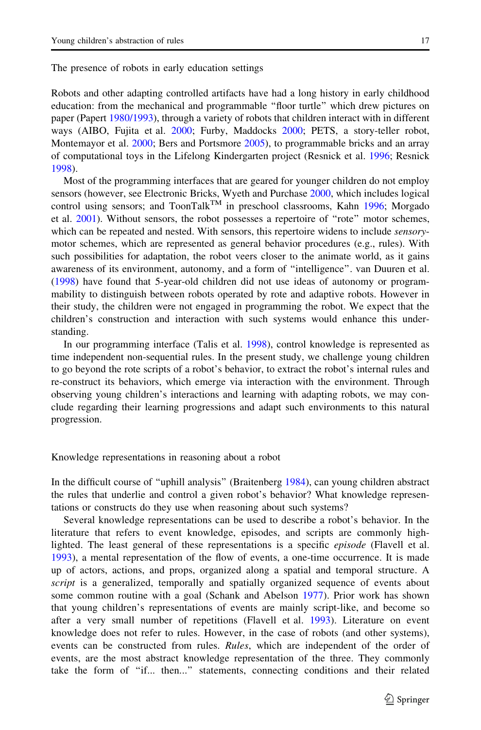## The presence of robots in early education settings

Robots and other adapting controlled artifacts have had a long history in early childhood education: from the mechanical and programmable "floor turtle" which drew pictures on paper (Papert 1980/1993), through a variety of robots that children interact with in different ways (AIBO, Fujita et al. 2000; Furby, Maddocks 2000; PETS, a story-teller robot, Montemayor et al. 2000; Bers and Portsmore 2005), to programmable bricks and an array of computational toys in the Lifelong Kindergarten project (Resnick et al. 1996; Resnick 1998).

Most of the programming interfaces that are geared for younger children do not employ sensors (however, see Electronic Bricks, Wyeth and Purchase 2000, which includes logical control using sensors; and ToonTalk™ in preschool classrooms, Kahn 1996; Morgado et al. 2001). Without sensors, the robot possesses a repertoire of "rote" motor schemes, which can be repeated and nested. With sensors, this repertoire widens to include *sensory*-motor schemes, which are represented as general behavior procedures (e.g., rules). With such possibilities for adaptation, the robot veers closer to the animate world, as it gains awareness of its environment, autonomy, and a form of "intelligence". van Duuren et al. (1998) have found that 5-year-old children did not use ideas of autonomy or programmability to distinguish between robots operated by rote and adaptive robots. However in their study, the children were not engaged in programming the robot. We expect that the children's construction and interaction with such systems would enhance this understanding.

In our programming interface (Talis et al. 1998), control knowledge is represented as time independent non-sequential rules. In the present study, we challenge young children to go beyond the rote scripts of a robot's behavior, to extract the robot's internal rules and re-construct its behaviors, which emerge via interaction with the environment. Through observing young children's interactions and learning with adapting robots, we may conclude regarding their learning progressions and adapt such environments to this natural progression.

## Knowledge representations in reasoning about a robot

In the difficult course of "uphill analysis" (Braitenberg 1984), can young children abstract the rules that underlie and control a given robot's behavior? What knowledge representations or constructs do they use when reasoning about such systems?

Several knowledge representations can be used to describe a robot's behavior. In the literature that refers to event knowledge, episodes, and scripts are commonly highlighted. The least general of these representations is a specific *episode* (Flavell et al. 1993), a mental representation of the flow of events, a one-time occurrence. It is made up of actors, actions, and props, organized along a spatial and temporal structure. A *script* is a generalized, temporally and spatially organized sequence of events about some common routine with a goal (Schank and Abelson 1977). Prior work has shown that young children's representations of events are mainly script-like, and become so after a very small number of repetitions (Flavell et al. 1993). Literature on event knowledge does not refer to rules. However, in the case of robots (and other systems), events can be constructed from rules. *Rules*, which are independent of the order of events, are the most abstract knowledge representation of the three. They commonly take the form of "if... then..." statements, connecting conditions and their related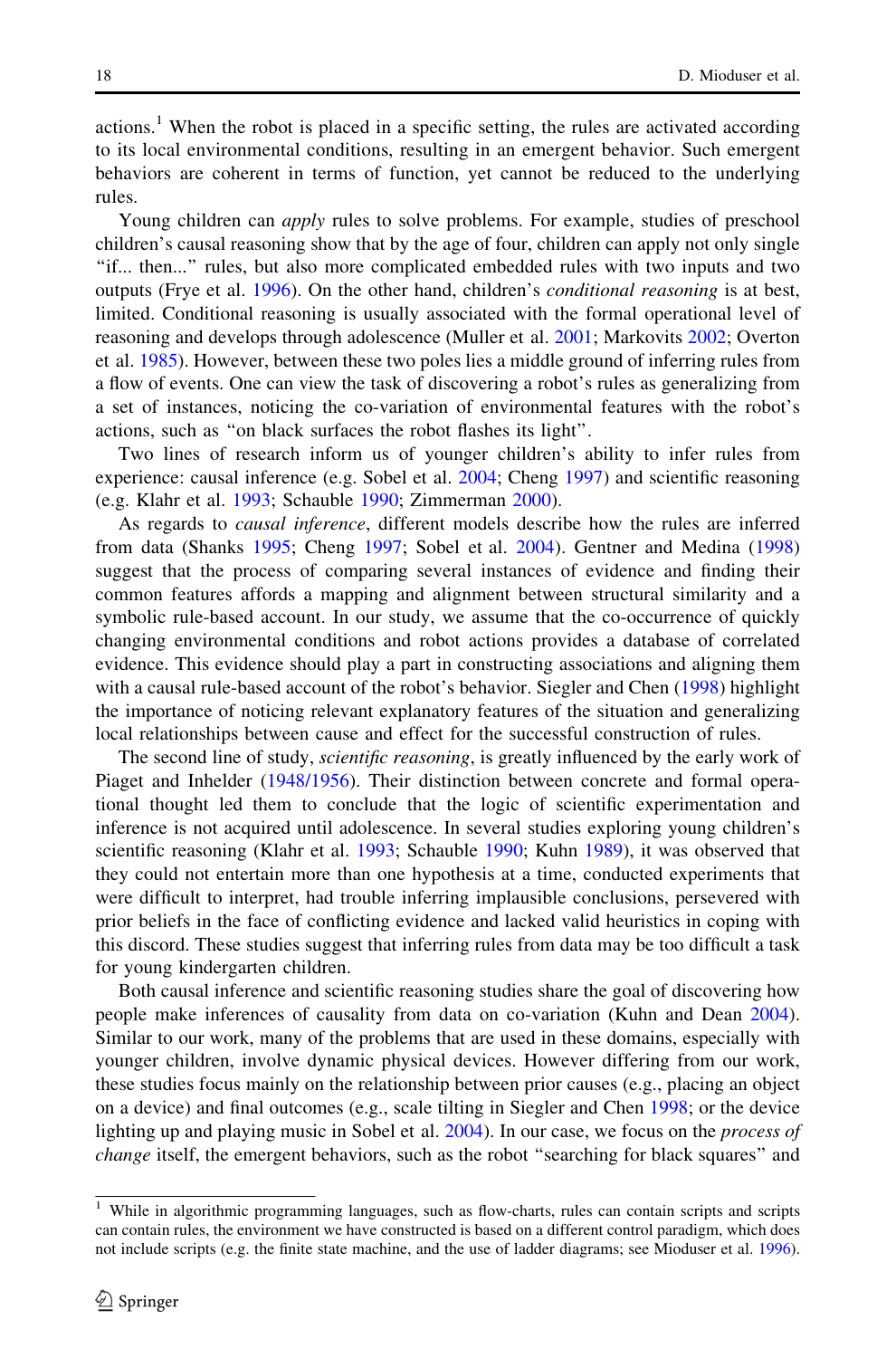actions.[1] When the robot is placed in a specific setting, the rules are activated according to its local environmental conditions, resulting in an emergent behavior. Such emergent behaviors are coherent in terms of function, yet cannot be reduced to the underlying rules.

Young children can *apply* rules to solve problems. For example, studies of preschool children's causal reasoning show that by the age of four, children can apply not only single "if... then..." rules, but also more complicated embedded rules with two inputs and two outputs (Frye et al. 1996). On the other hand, children's *conditional reasoning* is at best, limited. Conditional reasoning is usually associated with the formal operational level of reasoning and develops through adolescence (Muller et al. 2001; Markovits 2002; Overton et al. 1985). However, between these two poles lies a middle ground of inferring rules from a flow of events. One can view the task of discovering a robot's rules as generalizing from a set of instances, noticing the co-variation of environmental features with the robot's actions, such as "on black surfaces the robot flashes its light".

Two lines of research inform us of younger children's ability to infer rules from experience: causal inference (e.g. Sobel et al. 2004; Cheng 1997) and scientific reasoning (e.g. Klahr et al. 1993; Schauble 1990; Zimmerman 2000).

As regards to *causal inference*, different models describe how the rules are inferred from data (Shanks 1995; Cheng 1997; Sobel et al. 2004). Gentner and Medina (1998) suggest that the process of comparing several instances of evidence and finding their common features affords a mapping and alignment between structural similarity and a symbolic rule-based account. In our study, we assume that the co-occurrence of quickly changing environmental conditions and robot actions provides a database of correlated evidence. This evidence should play a part in constructing associations and aligning them with a causal rule-based account of the robot's behavior. Siegler and Chen (1998) highlight the importance of noticing relevant explanatory features of the situation and generalizing local relationships between cause and effect for the successful construction of rules.

The second line of study, *scientific reasoning*, is greatly influenced by the early work of Piaget and Inhelder (1948/1956). Their distinction between concrete and formal operational thought led them to conclude that the logic of scientific experimentation and inference is not acquired until adolescence. In several studies exploring young children's scientific reasoning (Klahr et al. 1993; Schauble 1990; Kuhn 1989), it was observed that they could not entertain more than one hypothesis at a time, conducted experiments that were difficult to interpret, had trouble inferring implausible conclusions, persevered with prior beliefs in the face of conflicting evidence and lacked valid heuristics in coping with this discord. These studies suggest that inferring rules from data may be too difficult a task for young kindergarten children.

Both causal inference and scientific reasoning studies share the goal of discovering how people make inferences of causality from data on co-variation (Kuhn and Dean 2004). Similar to our work, many of the problems that are used in these domains, especially with younger children, involve dynamic physical devices. However differing from our work, these studies focus mainly on the relationship between prior causes (e.g., placing an object on a device) and final outcomes (e.g., scale tilting in Siegler and Chen 1998; or the device lighting up and playing music in Sobel et al. 2004). In our case, we focus on the *process of change* itself, the emergent behaviors, such as the robot "searching for black squares" and

[1] While in algorithmic programming languages, such as flow-charts, rules can contain scripts and scripts can contain rules, the environment we have constructed is based on a different control paradigm, which does not include scripts (e.g. the finite state machine, and the use of ladder diagrams; see Mioduser et al. 1996).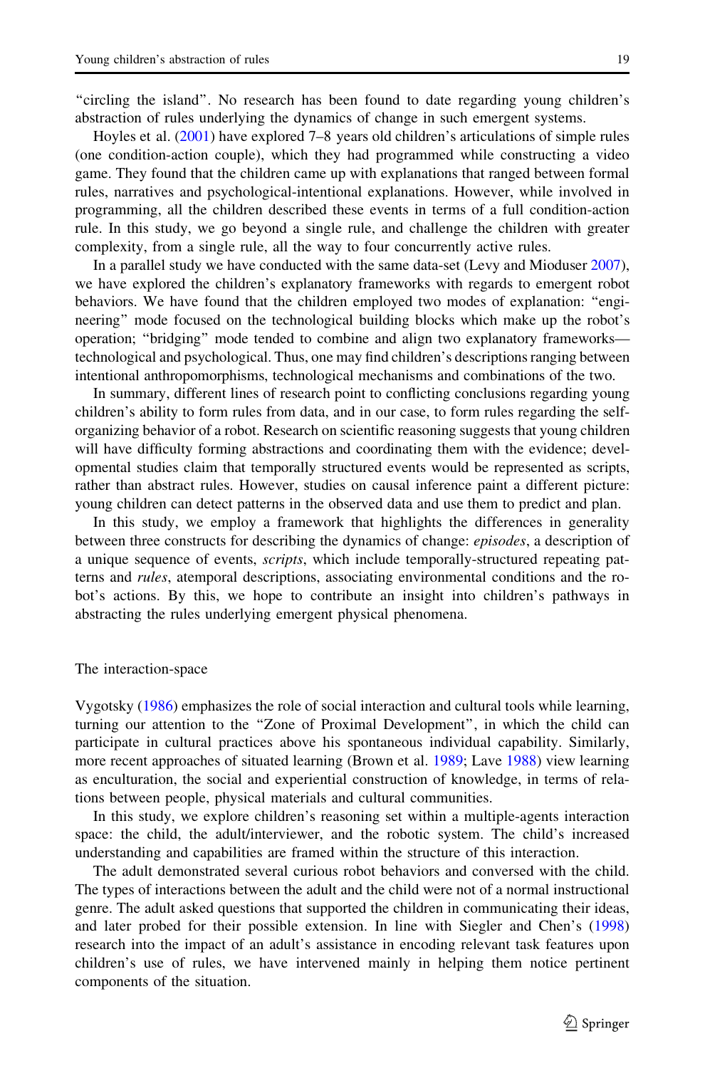"circling the island". No research has been found to date regarding young children's abstraction of rules underlying the dynamics of change in such emergent systems.

Hoyles et al. (2001) have explored 7–8 years old children's articulations of simple rules (one condition-action couple), which they had programmed while constructing a video game. They found that the children came up with explanations that ranged between formal rules, narratives and psychological-intentional explanations. However, while involved in programming, all the children described these events in terms of a full condition-action rule. In this study, we go beyond a single rule, and challenge the children with greater complexity, from a single rule, all the way to four concurrently active rules.

In a parallel study we have conducted with the same data-set (Levy and Mioduser 2007), we have explored the children's explanatory frameworks with regards to emergent robot behaviors. We have found that the children employed two modes of explanation: "engineering" mode focused on the technological building blocks which make up the robot's operation; "bridging" mode tended to combine and align two explanatory frameworks—technological and psychological. Thus, one may find children's descriptions ranging between intentional anthropomorphisms, technological mechanisms and combinations of the two.

In summary, different lines of research point to conflicting conclusions regarding young children's ability to form rules from data, and in our case, to form rules regarding the self-organizing behavior of a robot. Research on scientific reasoning suggests that young children will have difficulty forming abstractions and coordinating them with the evidence; developmental studies claim that temporally structured events would be represented as scripts, rather than abstract rules. However, studies on causal inference paint a different picture: young children can detect patterns in the observed data and use them to predict and plan.

In this study, we employ a framework that highlights the differences in generality between three constructs for describing the dynamics of change: *episodes*, a description of a unique sequence of events, *scripts*, which include temporally-structured repeating patterns and *rules*, atemporal descriptions, associating environmental conditions and the robot's actions. By this, we hope to contribute an insight into children's pathways in abstracting the rules underlying emergent physical phenomena.

## The interaction-space

Vygotsky (1986) emphasizes the role of social interaction and cultural tools while learning, turning our attention to the "Zone of Proximal Development", in which the child can participate in cultural practices above his spontaneous individual capability. Similarly, more recent approaches of situated learning (Brown et al. 1989; Lave 1988) view learning as enculturation, the social and experiential construction of knowledge, in terms of relations between people, physical materials and cultural communities.

In this study, we explore children's reasoning set within a multiple-agents interaction space: the child, the adult/interviewer, and the robotic system. The child's increased understanding and capabilities are framed within the structure of this interaction.

The adult demonstrated several curious robot behaviors and conversed with the child. The types of interactions between the adult and the child were not of a normal instructional genre. The adult asked questions that supported the children in communicating their ideas, and later probed for their possible extension. In line with Siegler and Chen's (1998) research into the impact of an adult's assistance in encoding relevant task features upon children's use of rules, we have intervened mainly in helping them notice pertinent components of the situation.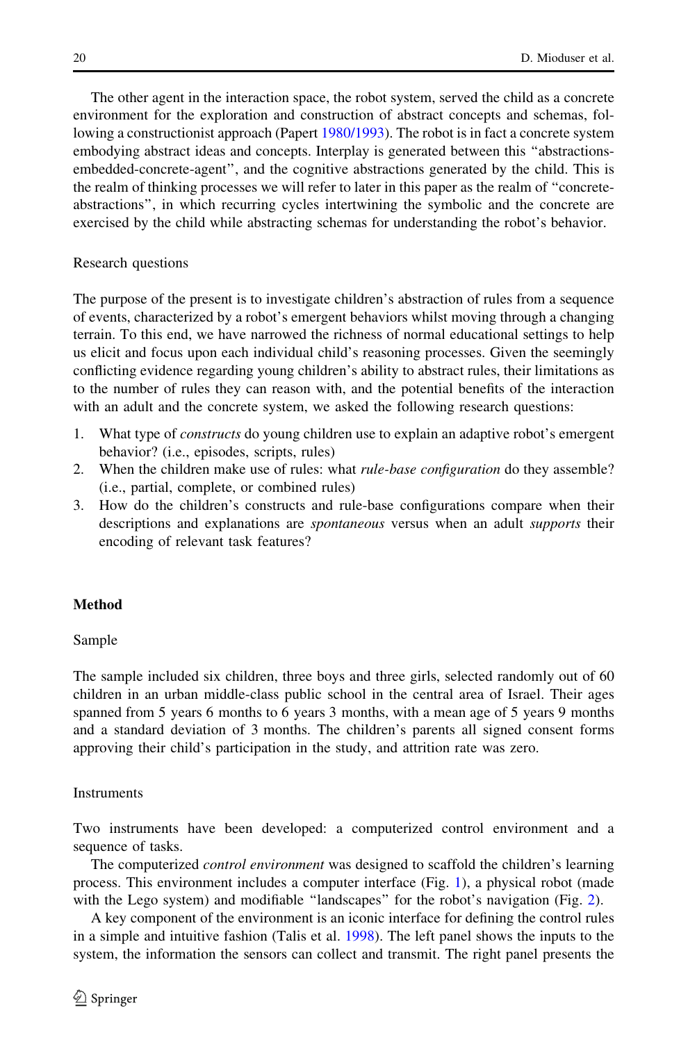The other agent in the interaction space, the robot system, served the child as a concrete environment for the exploration and construction of abstract concepts and schemas, following a constructionist approach (Papert 1980/1993). The robot is in fact a concrete system embodying abstract ideas and concepts. Interplay is generated between this "abstractions-embedded-concrete-agent", and the cognitive abstractions generated by the child. This is the realm of thinking processes we will refer to later in this paper as the realm of "concrete-abstractions", in which recurring cycles intertwining the symbolic and the concrete are exercised by the child while abstracting schemas for understanding the robot's behavior.

### Research questions

The purpose of the present is to investigate children's abstraction of rules from a sequence of events, characterized by a robot's emergent behaviors whilst moving through a changing terrain. To this end, we have narrowed the richness of normal educational settings to help us elicit and focus upon each individual child's reasoning processes. Given the seemingly conflicting evidence regarding young children's ability to abstract rules, their limitations as to the number of rules they can reason with, and the potential benefits of the interaction with an adult and the concrete system, we asked the following research questions:

1. What type of *constructs* do young children use to explain an adaptive robot's emergent behavior? (i.e., episodes, scripts, rules)
2. When the children make use of rules: what *rule-base configuration* do they assemble? (i.e., partial, complete, or combined rules)
3. How do the children's constructs and rule-base configurations compare when their descriptions and explanations are *spontaneous* versus when an adult *supports* their encoding of relevant task features?

## Method

### Sample

The sample included six children, three boys and three girls, selected randomly out of 60 children in an urban middle-class public school in the central area of Israel. Their ages spanned from 5 years 6 months to 6 years 3 months, with a mean age of 5 years 9 months and a standard deviation of 3 months. The children's parents all signed consent forms approving their child's participation in the study, and attrition rate was zero.

### Instruments

Two instruments have been developed: a computerized control environment and a sequence of tasks.

The computerized *control environment* was designed to scaffold the children's learning process. This environment includes a computer interface (Fig. 1), a physical robot (made with the Lego system) and modifiable "landscapes" for the robot's navigation (Fig. 2).

A key component of the environment is an iconic interface for defining the control rules in a simple and intuitive fashion (Talis et al. 1998). The left panel shows the inputs to the system, the information the sensors can collect and transmit. The right panel presents the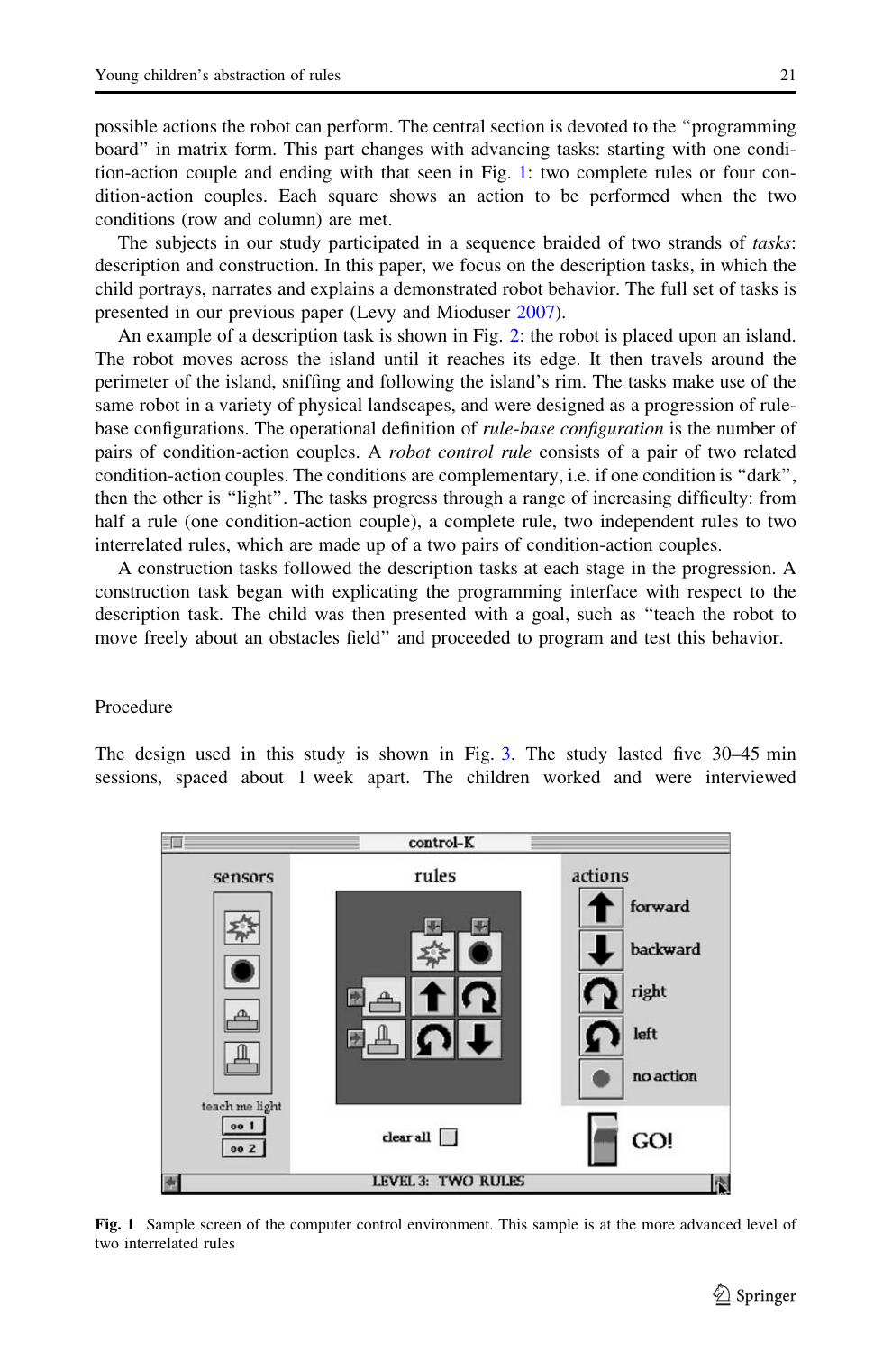possible actions the robot can perform. The central section is devoted to the "programming board" in matrix form. This part changes with advancing tasks: starting with one condition-action couple and ending with that seen in Fig. 1: two complete rules or four condition-action couples. Each square shows an action to be performed when the two conditions (row and column) are met.

The subjects in our study participated in a sequence braided of two strands of *tasks*: description and construction. In this paper, we focus on the description tasks, in which the child portrays, narrates and explains a demonstrated robot behavior. The full set of tasks is presented in our previous paper (Levy and Mioduser 2007).

An example of a description task is shown in Fig. 2: the robot is placed upon an island. The robot moves across the island until it reaches its edge. It then travels around the perimeter of the island, sniffing and following the island's rim. The tasks make use of the same robot in a variety of physical landscapes, and were designed as a progression of rule-base configurations. The operational definition of *rule-base configuration* is the number of pairs of condition-action couples. A *robot control rule* consists of a pair of two related condition-action couples. The conditions are complementary, i.e. if one condition is "dark", then the other is "light". The tasks progress through a range of increasing difficulty: from half a rule (one condition-action couple), a complete rule, two independent rules to two interrelated rules, which are made up of a two pairs of condition-action couples.

A construction tasks followed the description tasks at each stage in the progression. A construction task began with explicating the programming interface with respect to the description task. The child was then presented with a goal, such as "teach the robot to move freely about an obstacles field" and proceeded to program and test this behavior.

## Procedure

The design used in this study is shown in Fig. 3. The study lasted five 30–45 min sessions, spaced about 1 week apart. The children worked and were interviewed

**Fig. 1** Sample screen of the computer control environment. This sample is at the more advanced level of two interrelated rules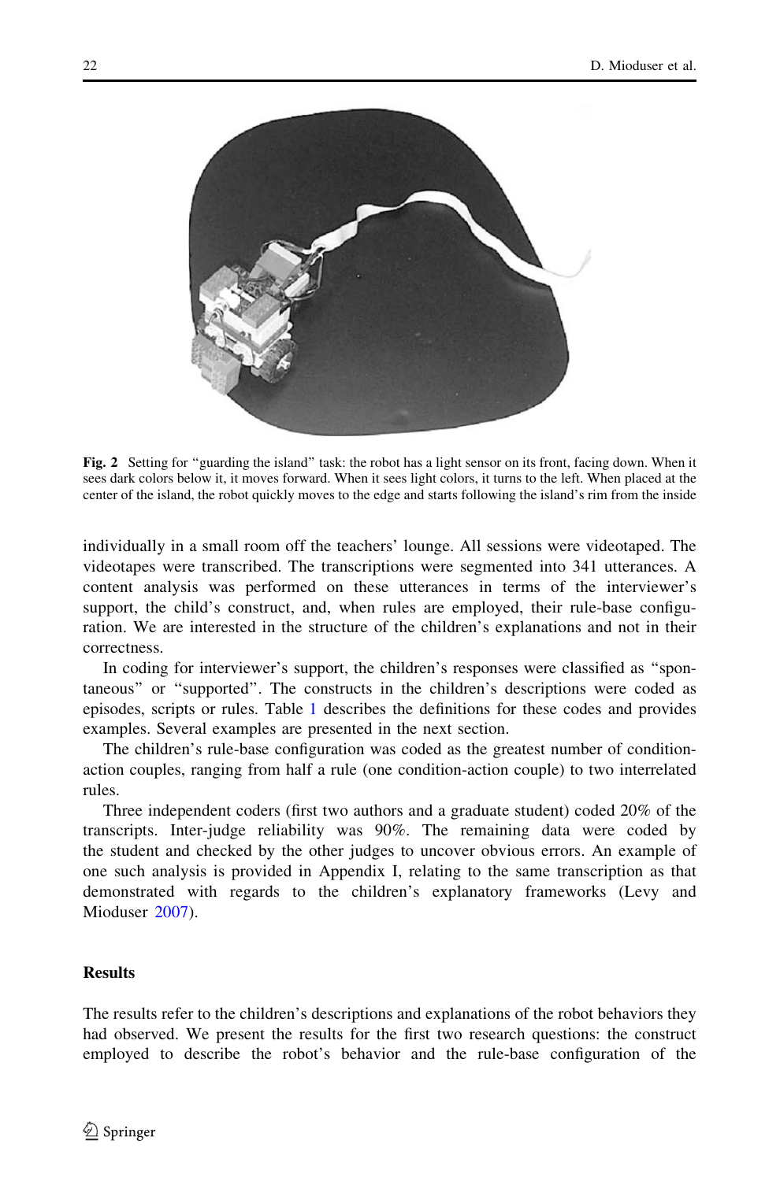Fig. 2 Setting for "guarding the island" task: the robot has a light sensor on its front, facing down. When it sees dark colors below it, it moves forward. When it sees light colors, it turns to the left. When placed at the center of the island, the robot quickly moves to the edge and starts following the island's rim from the inside

individually in a small room off the teachers' lounge. All sessions were videotaped. The videotapes were transcribed. The transcriptions were segmented into 341 utterances. A content analysis was performed on these utterances in terms of the interviewer's support, the child's construct, and, when rules are employed, their rule-base configuration. We are interested in the structure of the children's explanations and not in their correctness.

In coding for interviewer's support, the children's responses were classified as "spontaneous" or "supported". The constructs in the children's descriptions were coded as episodes, scripts or rules. Table 1 describes the definitions for these codes and provides examples. Several examples are presented in the next section.

The children's rule-base configuration was coded as the greatest number of condition-action couples, ranging from half a rule (one condition-action couple) to two interrelated rules.

Three independent coders (first two authors and a graduate student) coded 20% of the transcripts. Inter-judge reliability was 90%. The remaining data were coded by the student and checked by the other judges to uncover obvious errors. An example of one such analysis is provided in Appendix I, relating to the same transcription as that demonstrated with regards to the children's explanatory frameworks (Levy and Mioduser 2007).

## Results

The results refer to the children's descriptions and explanations of the robot behaviors they had observed. We present the results for the first two research questions: the construct employed to describe the robot's behavior and the rule-base configuration of the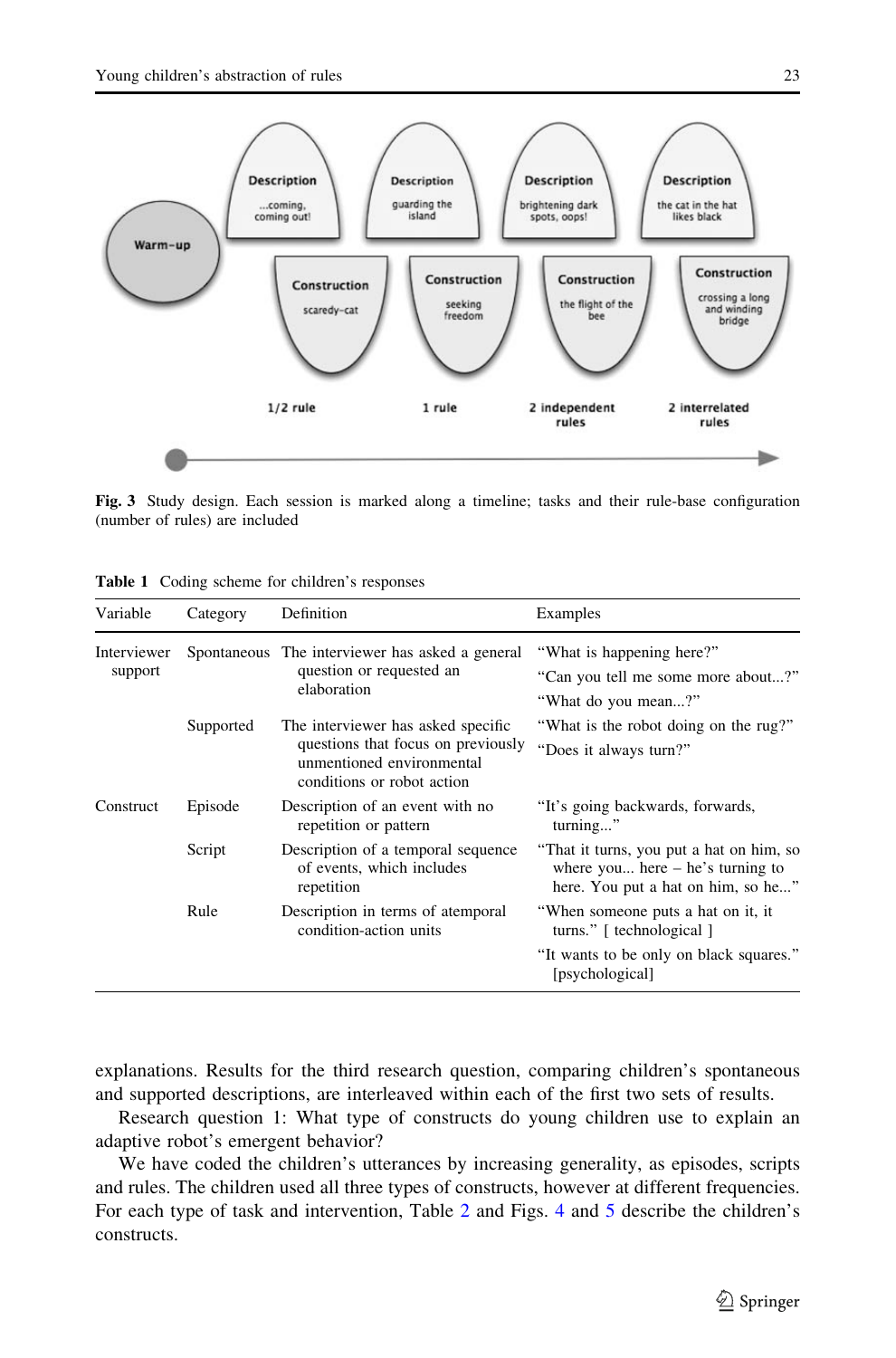Fig. 3 Study design. Each session is marked along a timeline; tasks and their rule-base configuration (number of rules) are included

Table 1 Coding scheme for children's responses

| Variable | Category | Definition | Examples |
|---|---|---|---|
| Interviewer support | Spontaneous | The interviewer has asked a general question or requested an elaboration | "What is happening here?" "Can you tell me some more about...?" "What do you mean...?" |
| | Supported | The interviewer has asked specific questions that focus on previously unmentioned environmental conditions or robot action | "What is the robot doing on the rug?" "Does it always turn?" |
| Construct | Episode | Description of an event with no repetition or pattern | "It's going backwards, forwards, turning..." |
| | Script | Description of a temporal sequence of events, which includes repetition | "That it turns, you put a hat on him, so where you... here – he's turning to here. You put a hat on him, so he..." |
| | Rule | Description in terms of atemporal condition-action units | "When someone puts a hat on it, it turns." [ technological ] "It wants to be only on black squares." [psychological] |

explanations. Results for the third research question, comparing children's spontaneous and supported descriptions, are interleaved within each of the first two sets of results.

Research question 1: What type of constructs do young children use to explain an adaptive robot's emergent behavior?

We have coded the children's utterances by increasing generality, as episodes, scripts and rules. The children used all three types of constructs, however at different frequencies. For each type of task and intervention, Table 2 and Figs. 4 and 5 describe the children's constructs.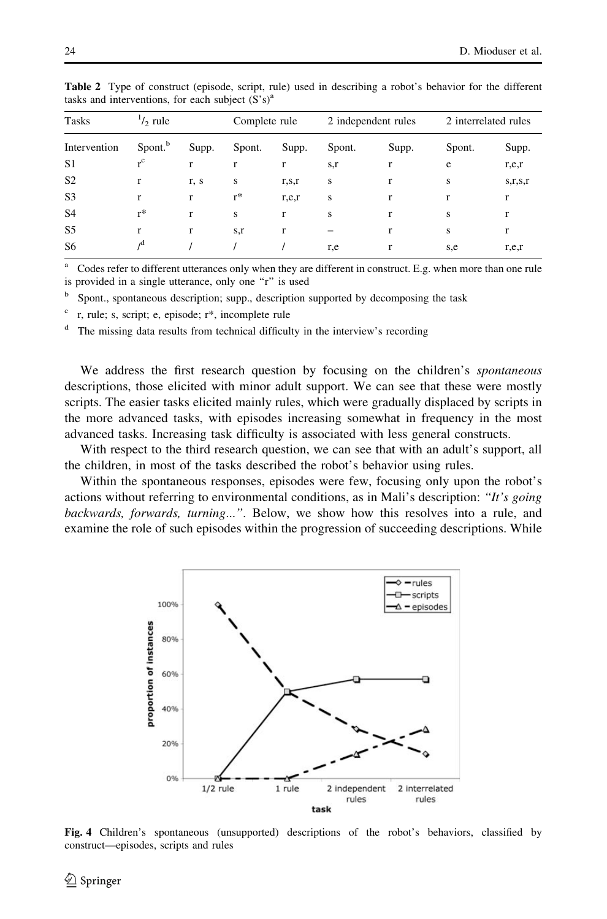**Table 2** Type of construct (episode, script, rule) used in describing a robot's behavior for the different tasks and interventions, for each subject (S's)[a]

| Tasks | 1/2 rule | | Complete rule | | 2 independent rules | | 2 interrelated rules | |
|---|---|---|---|---|---|---|---|---|
| Intervention | Spont.[b] | Supp. | Spont. | Supp. | Spont. | Supp. | Spont. | Supp. |
| S1 | r[c] | r | r | r | s,r | r | e | r,e,r |
| S2 | r | r, s | s | r,s,r | s | r | s | s,r,s,r |
| S3 | r | r | r* | r,e,r | s | r | r | r |
| S4 | r* | r | s | r | s | r | s | r |
| S5 | r | r | s,r | r | – | r | s | r |
| S6 | /[d] | / | / | / | r,e | r | s,e | r,e,r |

[a] Codes refer to different utterances only when they are different in construct. E.g. when more than one rule is provided in a single utterance, only one "r" is used

[b] Spont., spontaneous description; supp., description supported by decomposing the task

[c] r, rule; s, script; e, episode; r*, incomplete rule

[d] The missing data results from technical difficulty in the interview's recording

We address the first research question by focusing on the children's *spontaneous* descriptions, those elicited with minor adult support. We can see that these were mostly scripts. The easier tasks elicited mainly rules, which were gradually displaced by scripts in the more advanced tasks, with episodes increasing somewhat in frequency in the most advanced tasks. Increasing task difficulty is associated with less general constructs.

With respect to the third research question, we can see that with an adult's support, all the children, in most of the tasks described the robot's behavior using rules.

Within the spontaneous responses, episodes were few, focusing only upon the robot's actions without referring to environmental conditions, as in Mali's description: *"It's going backwards, forwards, turning..."*. Below, we show how this resolves into a rule, and examine the role of such episodes within the progression of succeeding descriptions. While

**Fig. 4** Children's spontaneous (unsupported) descriptions of the robot's behaviors, classified by construct—episodes, scripts and rules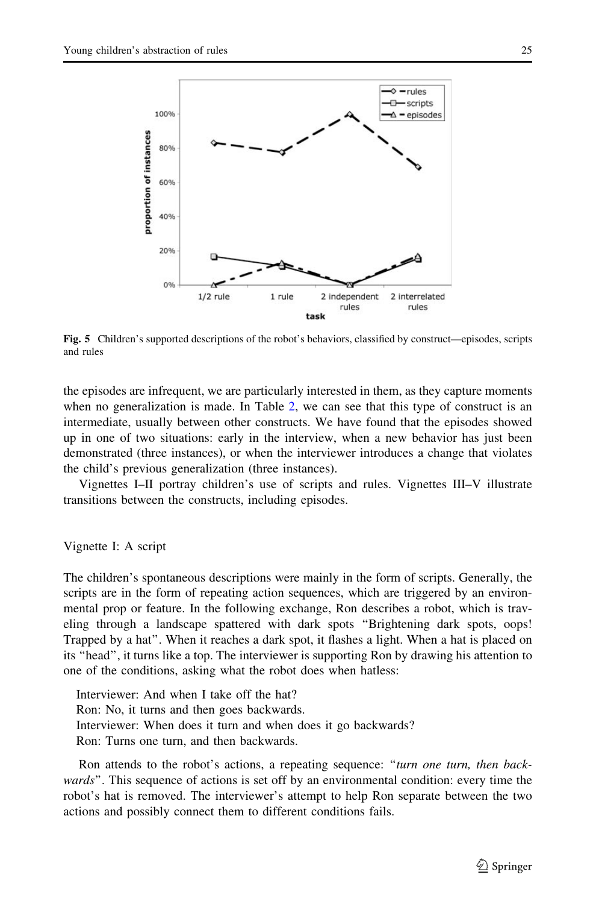Fig. 5 Children's supported descriptions of the robot's behaviors, classified by construct—episodes, scripts and rules

the episodes are infrequent, we are particularly interested in them, as they capture moments when no generalization is made. In Table 2, we can see that this type of construct is an intermediate, usually between other constructs. We have found that the episodes showed up in one of two situations: early in the interview, when a new behavior has just been demonstrated (three instances), or when the interviewer introduces a change that violates the child's previous generalization (three instances).

Vignettes I–II portray children's use of scripts and rules. Vignettes III–V illustrate transitions between the constructs, including episodes.

Vignette I: A script

The children's spontaneous descriptions were mainly in the form of scripts. Generally, the scripts are in the form of repeating action sequences, which are triggered by an environmental prop or feature. In the following exchange, Ron describes a robot, which is traveling through a landscape spattered with dark spots "Brightening dark spots, oops! Trapped by a hat". When it reaches a dark spot, it flashes a light. When a hat is placed on its "head", it turns like a top. The interviewer is supporting Ron by drawing his attention to one of the conditions, asking what the robot does when hatless:

> Interviewer: And when I take off the hat?
> Ron: No, it turns and then goes backwards.
> Interviewer: When does it turn and when does it go backwards?
> Ron: Turns one turn, and then backwards.

Ron attends to the robot's actions, a repeating sequence: "*turn one turn, then backwards*". This sequence of actions is set off by an environmental condition: every time the robot's hat is removed. The interviewer's attempt to help Ron separate between the two actions and possibly connect them to different conditions fails.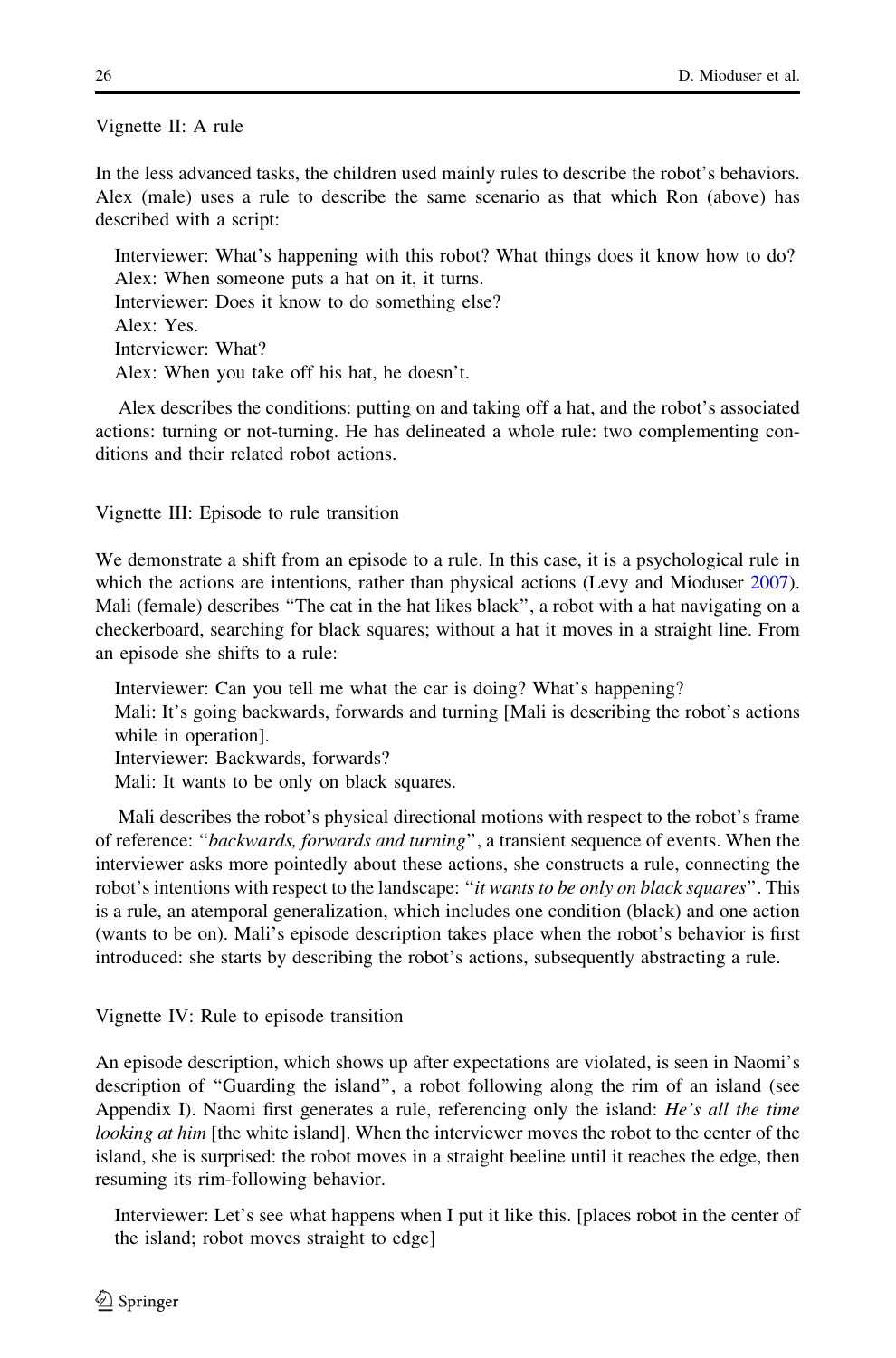Vignette II: A rule

In the less advanced tasks, the children used mainly rules to describe the robot's behaviors. Alex (male) uses a rule to describe the same scenario as that which Ron (above) has described with a script:

> Interviewer: What's happening with this robot? What things does it know how to do?
> Alex: When someone puts a hat on it, it turns.
> Interviewer: Does it know to do something else?
> Alex: Yes.
> Interviewer: What?
> Alex: When you take off his hat, he doesn't.

Alex describes the conditions: putting on and taking off a hat, and the robot's associated actions: turning or not-turning. He has delineated a whole rule: two complementing conditions and their related robot actions.

Vignette III: Episode to rule transition

We demonstrate a shift from an episode to a rule. In this case, it is a psychological rule in which the actions are intentions, rather than physical actions (Levy and Mioduser 2007). Mali (female) describes "The cat in the hat likes black", a robot with a hat navigating on a checkerboard, searching for black squares; without a hat it moves in a straight line. From an episode she shifts to a rule:

> Interviewer: Can you tell me what the car is doing? What's happening?
> Mali: It's going backwards, forwards and turning [Mali is describing the robot's actions while in operation].
> Interviewer: Backwards, forwards?
> Mali: It wants to be only on black squares.

Mali describes the robot's physical directional motions with respect to the robot's frame of reference: "*backwards, forwards and turning*", a transient sequence of events. When the interviewer asks more pointedly about these actions, she constructs a rule, connecting the robot's intentions with respect to the landscape: "*it wants to be only on black squares*". This is a rule, an atemporal generalization, which includes one condition (black) and one action (wants to be on). Mali's episode description takes place when the robot's behavior is first introduced: she starts by describing the robot's actions, subsequently abstracting a rule.

Vignette IV: Rule to episode transition

An episode description, which shows up after expectations are violated, is seen in Naomi's description of "Guarding the island", a robot following along the rim of an island (see Appendix I). Naomi first generates a rule, referencing only the island: *He's all the time looking at him* [the white island]. When the interviewer moves the robot to the center of the island, she is surprised: the robot moves in a straight beeline until it reaches the edge, then resuming its rim-following behavior.

> Interviewer: Let's see what happens when I put it like this. [places robot in the center of the island; robot moves straight to edge]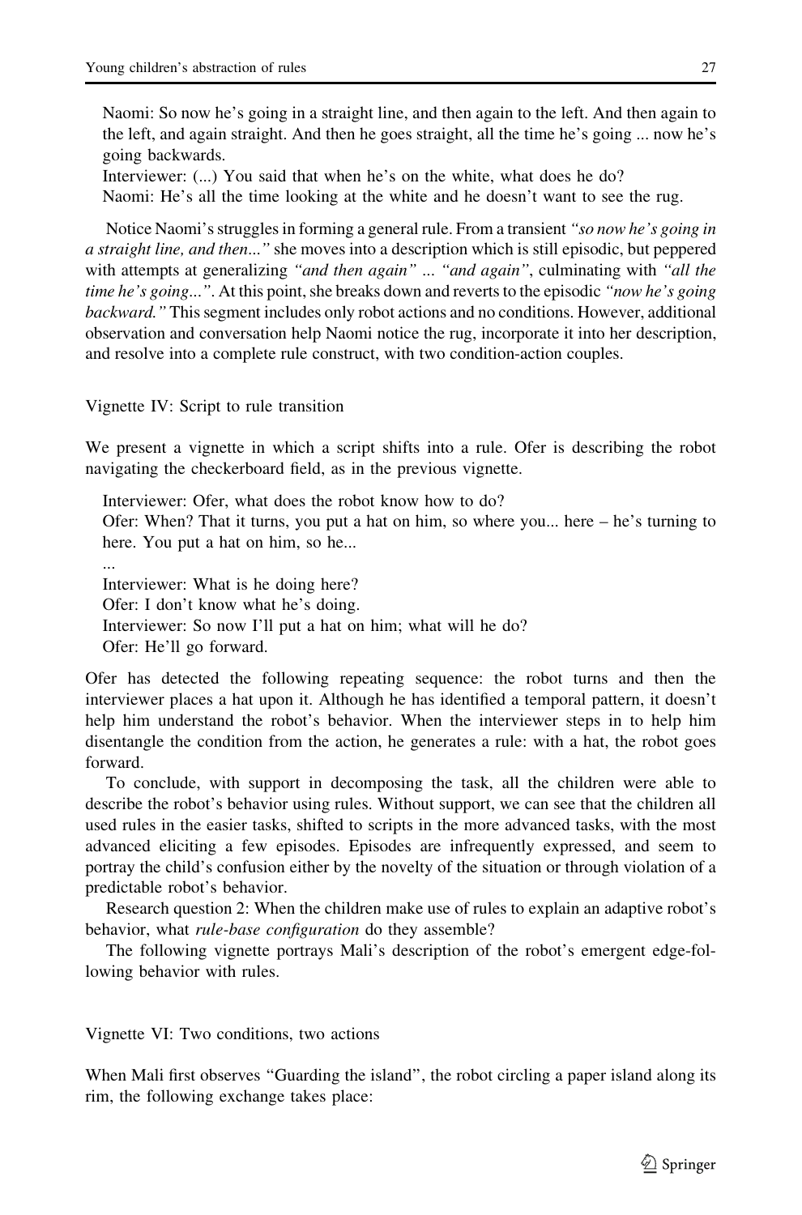Naomi: So now he's going in a straight line, and then again to the left. And then again to the left, and again straight. And then he goes straight, all the time he's going ... now he's going backwards.
Interviewer: (...) You said that when he's on the white, what does he do?
Naomi: He's all the time looking at the white and he doesn't want to see the rug.

Notice Naomi's struggles in forming a general rule. From a transient *"so now he's going in a straight line, and then..."* she moves into a description which is still episodic, but peppered with attempts at generalizing *"and then again"* ... *"and again"*, culminating with *"all the time he's going..."*. At this point, she breaks down and reverts to the episodic *"now he's going backward."* This segment includes only robot actions and no conditions. However, additional observation and conversation help Naomi notice the rug, incorporate it into her description, and resolve into a complete rule construct, with two condition-action couples.

Vignette IV: Script to rule transition

We present a vignette in which a script shifts into a rule. Ofer is describing the robot navigating the checkerboard field, as in the previous vignette.

Interviewer: Ofer, what does the robot know how to do?
Ofer: When? That it turns, you put a hat on him, so where you... here – he's turning to here. You put a hat on him, so he...
...
Interviewer: What is he doing here?
Ofer: I don't know what he's doing.
Interviewer: So now I'll put a hat on him; what will he do?
Ofer: He'll go forward.

Ofer has detected the following repeating sequence: the robot turns and then the interviewer places a hat upon it. Although he has identified a temporal pattern, it doesn't help him understand the robot's behavior. When the interviewer steps in to help him disentangle the condition from the action, he generates a rule: with a hat, the robot goes forward.

To conclude, with support in decomposing the task, all the children were able to describe the robot's behavior using rules. Without support, we can see that the children all used rules in the easier tasks, shifted to scripts in the more advanced tasks, with the most advanced eliciting a few episodes. Episodes are infrequently expressed, and seem to portray the child's confusion either by the novelty of the situation or through violation of a predictable robot's behavior.

Research question 2: When the children make use of rules to explain an adaptive robot's behavior, what *rule-base configuration* do they assemble?

The following vignette portrays Mali's description of the robot's emergent edge-following behavior with rules.

Vignette VI: Two conditions, two actions

When Mali first observes "Guarding the island", the robot circling a paper island along its rim, the following exchange takes place: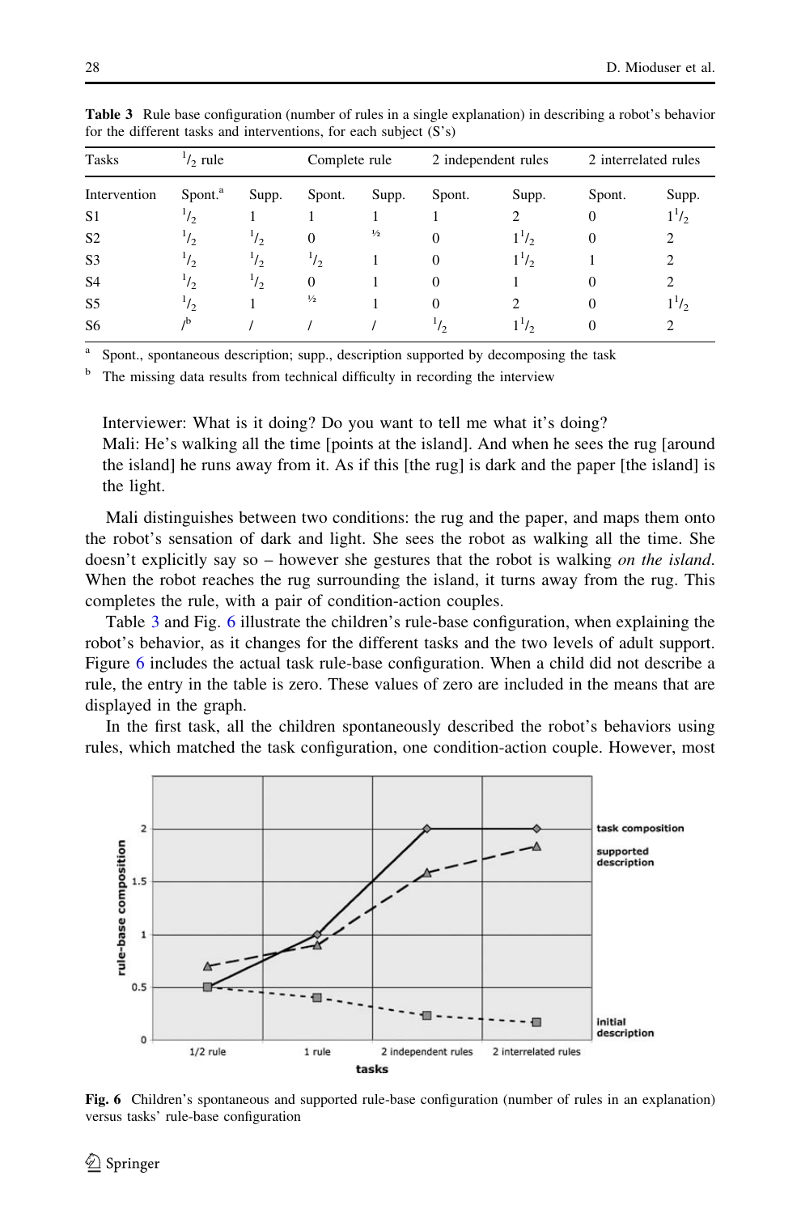**Table 3** Rule base configuration (number of rules in a single explanation) in describing a robot's behavior for the different tasks and interventions, for each subject (S's)

| Tasks | ½ rule | | Complete rule | | 2 independent rules | | 2 interrelated rules | |
|---|---|---|---|---|---|---|---|---|
| Intervention | Spont.[a] | Supp. | Spont. | Supp. | Spont. | Supp. | Spont. | Supp. |
| S1 | ½ | 1 | 1 | 1 | 1 | 2 | 0 | 1½ |
| S2 | ½ | ½ | 0 | ½ | 0 | 1½ | 0 | 2 |
| S3 | ½ | ½ | ½ | 1 | 0 | 1½ | 1 | 2 |
| S4 | ½ | ½ | 0 | 1 | 0 | 1 | 0 | 2 |
| S5 | ½ | 1 | ½ | 1 | 0 | 2 | 0 | 1½ |
| S6 | /[b] | / | / | / | ½ | 1½ | 0 | 2 |

[a] Spont., spontaneous description; supp., description supported by decomposing the task

[b] The missing data results from technical difficulty in recording the interview

Interviewer: What is it doing? Do you want to tell me what it's doing?
Mali: He's walking all the time [points at the island]. And when he sees the rug [around the island] he runs away from it. As if this [the rug] is dark and the paper [the island] is the light.

Mali distinguishes between two conditions: the rug and the paper, and maps them onto the robot's sensation of dark and light. She sees the robot as walking all the time. She doesn't explicitly say so – however she gestures that the robot is walking *on the island*. When the robot reaches the rug surrounding the island, it turns away from the rug. This completes the rule, with a pair of condition-action couples.

Table 3 and Fig. 6 illustrate the children's rule-base configuration, when explaining the robot's behavior, as it changes for the different tasks and the two levels of adult support. Figure 6 includes the actual task rule-base configuration. When a child did not describe a rule, the entry in the table is zero. These values of zero are included in the means that are displayed in the graph.

In the first task, all the children spontaneously described the robot's behaviors using rules, which matched the task configuration, one condition-action couple. However, most

**Fig. 6** Children's spontaneous and supported rule-base configuration (number of rules in an explanation) versus tasks' rule-base configuration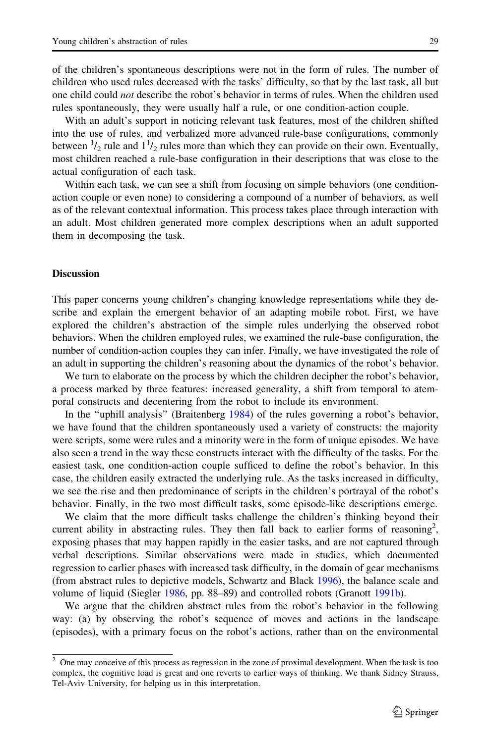of the children's spontaneous descriptions were not in the form of rules. The number of children who used rules decreased with the tasks' difficulty, so that by the last task, all but one child could *not* describe the robot's behavior in terms of rules. When the children used rules spontaneously, they were usually half a rule, or one condition-action couple.

With an adult's support in noticing relevant task features, most of the children shifted into the use of rules, and verbalized more advanced rule-base configurations, commonly between $^1/_2$ rule and $1^1/_2$ rules more than which they can provide on their own. Eventually, most children reached a rule-base configuration in their descriptions that was close to the actual configuration of each task.

Within each task, we can see a shift from focusing on simple behaviors (one condition-action couple or even none) to considering a compound of a number of behaviors, as well as of the relevant contextual information. This process takes place through interaction with an adult. Most children generated more complex descriptions when an adult supported them in decomposing the task.

## Discussion

This paper concerns young children's changing knowledge representations while they describe and explain the emergent behavior of an adapting mobile robot. First, we have explored the children's abstraction of the simple rules underlying the observed robot behaviors. When the children employed rules, we examined the rule-base configuration, the number of condition-action couples they can infer. Finally, we have investigated the role of an adult in supporting the children's reasoning about the dynamics of the robot's behavior.

We turn to elaborate on the process by which the children decipher the robot's behavior, a process marked by three features: increased generality, a shift from temporal to atemporal constructs and decentering from the robot to include its environment.

In the "uphill analysis" (Braitenberg 1984) of the rules governing a robot's behavior, we have found that the children spontaneously used a variety of constructs: the majority were scripts, some were rules and a minority were in the form of unique episodes. We have also seen a trend in the way these constructs interact with the difficulty of the tasks. For the easiest task, one condition-action couple sufficed to define the robot's behavior. In this case, the children easily extracted the underlying rule. As the tasks increased in difficulty, we see the rise and then predominance of scripts in the children's portrayal of the robot's behavior. Finally, in the two most difficult tasks, some episode-like descriptions emerge.

We claim that the more difficult tasks challenge the children's thinking beyond their current ability in abstracting rules. They then fall back to earlier forms of reasoning[2], exposing phases that may happen rapidly in the easier tasks, and are not captured through verbal descriptions. Similar observations were made in studies, which documented regression to earlier phases with increased task difficulty, in the domain of gear mechanisms (from abstract rules to depictive models, Schwartz and Black 1996), the balance scale and volume of liquid (Siegler 1986, pp. 88–89) and controlled robots (Granott 1991b).

We argue that the children abstract rules from the robot's behavior in the following way: (a) by observing the robot's sequence of moves and actions in the landscape (episodes), with a primary focus on the robot's actions, rather than on the environmental

[2] One may conceive of this process as regression in the zone of proximal development. When the task is too complex, the cognitive load is great and one reverts to earlier ways of thinking. We thank Sidney Strauss, Tel-Aviv University, for helping us in this interpretation.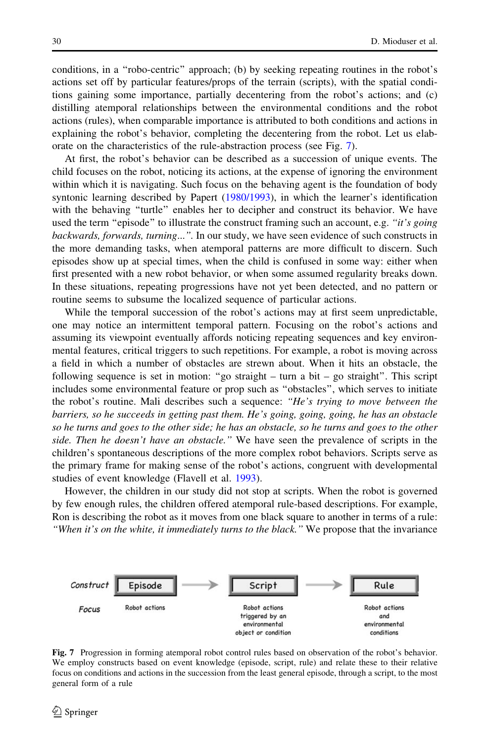conditions, in a "robo-centric" approach; (b) by seeking repeating routines in the robot's actions set off by particular features/props of the terrain (scripts), with the spatial conditions gaining some importance, partially decentering from the robot's actions; and (c) distilling atemporal relationships between the environmental conditions and the robot actions (rules), when comparable importance is attributed to both conditions and actions in explaining the robot's behavior, completing the decentering from the robot. Let us elaborate on the characteristics of the rule-abstraction process (see Fig. 7).

At first, the robot's behavior can be described as a succession of unique events. The child focuses on the robot, noticing its actions, at the expense of ignoring the environment within which it is navigating. Such focus on the behaving agent is the foundation of body syntonic learning described by Papert (1980/1993), in which the learner's identification with the behaving "turtle" enables her to decipher and construct its behavior. We have used the term "episode" to illustrate the construct framing such an account, e.g. *"it's going backwards, forwards, turning…"*. In our study, we have seen evidence of such constructs in the more demanding tasks, when atemporal patterns are more difficult to discern. Such episodes show up at special times, when the child is confused in some way: either when first presented with a new robot behavior, or when some assumed regularity breaks down. In these situations, repeating progressions have not yet been detected, and no pattern or routine seems to subsume the localized sequence of particular actions.

While the temporal succession of the robot's actions may at first seem unpredictable, one may notice an intermittent temporal pattern. Focusing on the robot's actions and assuming its viewpoint eventually affords noticing repeating sequences and key environmental features, critical triggers to such repetitions. For example, a robot is moving across a field in which a number of obstacles are strewn about. When it hits an obstacle, the following sequence is set in motion: "go straight – turn a bit – go straight". This script includes some environmental feature or prop such as "obstacles", which serves to initiate the robot's routine. Mali describes such a sequence: *"He's trying to move between the barriers, so he succeeds in getting past them. He's going, going, going, he has an obstacle so he turns and goes to the other side; he has an obstacle, so he turns and goes to the other side. Then he doesn't have an obstacle."* We have seen the prevalence of scripts in the children's spontaneous descriptions of the more complex robot behaviors. Scripts serve as the primary frame for making sense of the robot's actions, congruent with developmental studies of event knowledge (Flavell et al. 1993).

However, the children in our study did not stop at scripts. When the robot is governed by few enough rules, the children offered atemporal rule-based descriptions. For example, Ron is describing the robot as it moves from one black square to another in terms of a rule: *"When it's on the white, it immediately turns to the black."* We propose that the invariance

Construct
Episode
Script
Rule

Focus
Robot actions
Robot actions triggered by an environmental object or condition
Robot actions and environmental conditions

**Fig. 7** Progression in forming atemporal robot control rules based on observation of the robot's behavior. We employ constructs based on event knowledge (episode, script, rule) and relate these to their relative focus on conditions and actions in the succession from the least general episode, through a script, to the most general form of a rule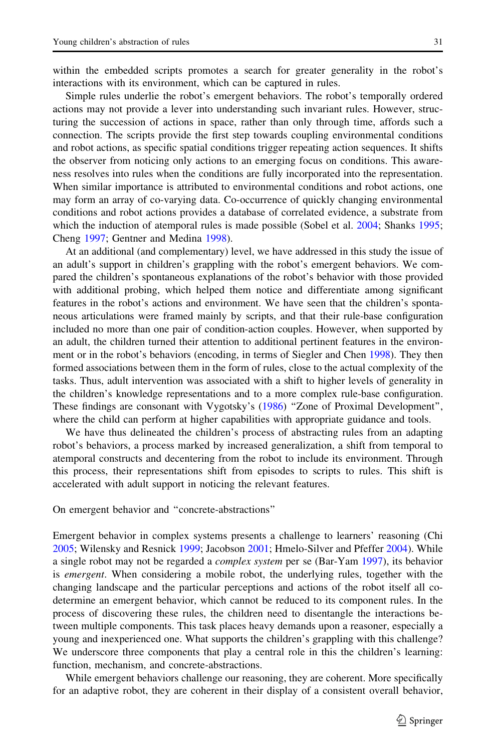within the embedded scripts promotes a search for greater generality in the robot's interactions with its environment, which can be captured in rules.

Simple rules underlie the robot's emergent behaviors. The robot's temporally ordered actions may not provide a lever into understanding such invariant rules. However, structuring the succession of actions in space, rather than only through time, affords such a connection. The scripts provide the first step towards coupling environmental conditions and robot actions, as specific spatial conditions trigger repeating action sequences. It shifts the observer from noticing only actions to an emerging focus on conditions. This awareness resolves into rules when the conditions are fully incorporated into the representation. When similar importance is attributed to environmental conditions and robot actions, one may form an array of co-varying data. Co-occurrence of quickly changing environmental conditions and robot actions provides a database of correlated evidence, a substrate from which the induction of atemporal rules is made possible (Sobel et al. 2004; Shanks 1995; Cheng 1997; Gentner and Medina 1998).

At an additional (and complementary) level, we have addressed in this study the issue of an adult's support in children's grappling with the robot's emergent behaviors. We compared the children's spontaneous explanations of the robot's behavior with those provided with additional probing, which helped them notice and differentiate among significant features in the robot's actions and environment. We have seen that the children's spontaneous articulations were framed mainly by scripts, and that their rule-base configuration included no more than one pair of condition-action couples. However, when supported by an adult, the children turned their attention to additional pertinent features in the environment or in the robot's behaviors (encoding, in terms of Siegler and Chen 1998). They then formed associations between them in the form of rules, close to the actual complexity of the tasks. Thus, adult intervention was associated with a shift to higher levels of generality in the children's knowledge representations and to a more complex rule-base configuration. These findings are consonant with Vygotsky's (1986) "Zone of Proximal Development", where the child can perform at higher capabilities with appropriate guidance and tools.

We have thus delineated the children's process of abstracting rules from an adapting robot's behaviors, a process marked by increased generalization, a shift from temporal to atemporal constructs and decentering from the robot to include its environment. Through this process, their representations shift from episodes to scripts to rules. This shift is accelerated with adult support in noticing the relevant features.

## On emergent behavior and "concrete-abstractions"

Emergent behavior in complex systems presents a challenge to learners' reasoning (Chi 2005; Wilensky and Resnick 1999; Jacobson 2001; Hmelo-Silver and Pfeffer 2004). While a single robot may not be regarded a *complex system* per se (Bar-Yam 1997), its behavior is *emergent*. When considering a mobile robot, the underlying rules, together with the changing landscape and the particular perceptions and actions of the robot itself all co-determine an emergent behavior, which cannot be reduced to its component rules. In the process of discovering these rules, the children need to disentangle the interactions between multiple components. This task places heavy demands upon a reasoner, especially a young and inexperienced one. What supports the children's grappling with this challenge? We underscore three components that play a central role in this the children's learning: function, mechanism, and concrete-abstractions.

While emergent behaviors challenge our reasoning, they are coherent. More specifically for an adaptive robot, they are coherent in their display of a consistent overall behavior,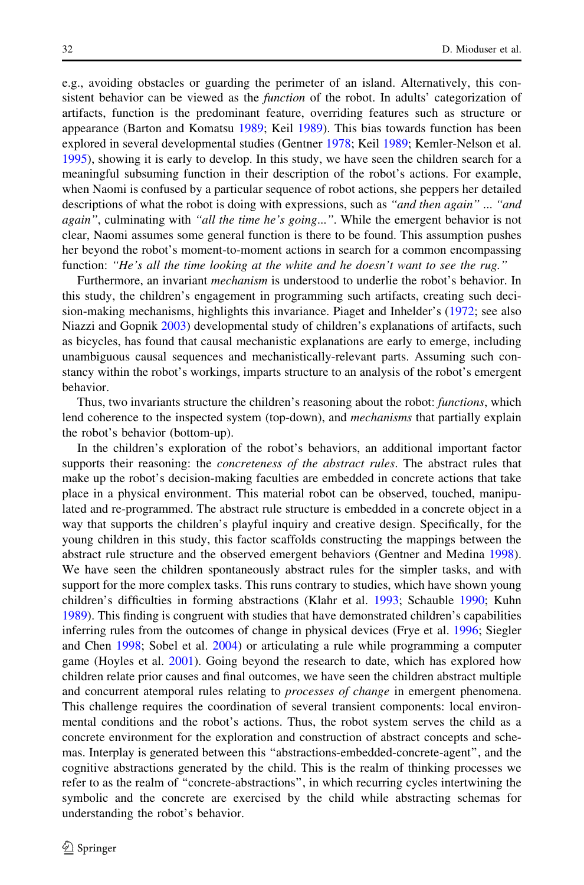e.g., avoiding obstacles or guarding the perimeter of an island. Alternatively, this consistent behavior can be viewed as the *function* of the robot. In adults' categorization of artifacts, function is the predominant feature, overriding features such as structure or appearance (Barton and Komatsu 1989; Keil 1989). This bias towards function has been explored in several developmental studies (Gentner 1978; Keil 1989; Kemler-Nelson et al. 1995), showing it is early to develop. In this study, we have seen the children search for a meaningful subsuming function in their description of the robot's actions. For example, when Naomi is confused by a particular sequence of robot actions, she peppers her detailed descriptions of what the robot is doing with expressions, such as *"and then again"* ... *"and again"*, culminating with *"all the time he's going..."*. While the emergent behavior is not clear, Naomi assumes some general function is there to be found. This assumption pushes her beyond the robot's moment-to-moment actions in search for a common encompassing function: *"He's all the time looking at the white and he doesn't want to see the rug."*

Furthermore, an invariant *mechanism* is understood to underlie the robot's behavior. In this study, the children's engagement in programming such artifacts, creating such decision-making mechanisms, highlights this invariance. Piaget and Inhelder's (1972; see also Niazzi and Gopnik 2003) developmental study of children's explanations of artifacts, such as bicycles, has found that causal mechanistic explanations are early to emerge, including unambiguous causal sequences and mechanistically-relevant parts. Assuming such constancy within the robot's workings, imparts structure to an analysis of the robot's emergent behavior.

Thus, two invariants structure the children's reasoning about the robot: *functions*, which lend coherence to the inspected system (top-down), and *mechanisms* that partially explain the robot's behavior (bottom-up).

In the children's exploration of the robot's behaviors, an additional important factor supports their reasoning: the *concreteness of the abstract rules*. The abstract rules that make up the robot's decision-making faculties are embedded in concrete actions that take place in a physical environment. This material robot can be observed, touched, manipulated and re-programmed. The abstract rule structure is embedded in a concrete object in a way that supports the children's playful inquiry and creative design. Specifically, for the young children in this study, this factor scaffolds constructing the mappings between the abstract rule structure and the observed emergent behaviors (Gentner and Medina 1998). We have seen the children spontaneously abstract rules for the simpler tasks, and with support for the more complex tasks. This runs contrary to studies, which have shown young children's difficulties in forming abstractions (Klahr et al. 1993; Schauble 1990; Kuhn 1989). This finding is congruent with studies that have demonstrated children's capabilities inferring rules from the outcomes of change in physical devices (Frye et al. 1996; Siegler and Chen 1998; Sobel et al. 2004) or articulating a rule while programming a computer game (Hoyles et al. 2001). Going beyond the research to date, which has explored how children relate prior causes and final outcomes, we have seen the children abstract multiple and concurrent atemporal rules relating to *processes of change* in emergent phenomena. This challenge requires the coordination of several transient components: local environmental conditions and the robot's actions. Thus, the robot system serves the child as a concrete environment for the exploration and construction of abstract concepts and schemas. Interplay is generated between this "abstractions-embedded-concrete-agent", and the cognitive abstractions generated by the child. This is the realm of thinking processes we refer to as the realm of "concrete-abstractions", in which recurring cycles intertwining the symbolic and the concrete are exercised by the child while abstracting schemas for understanding the robot's behavior.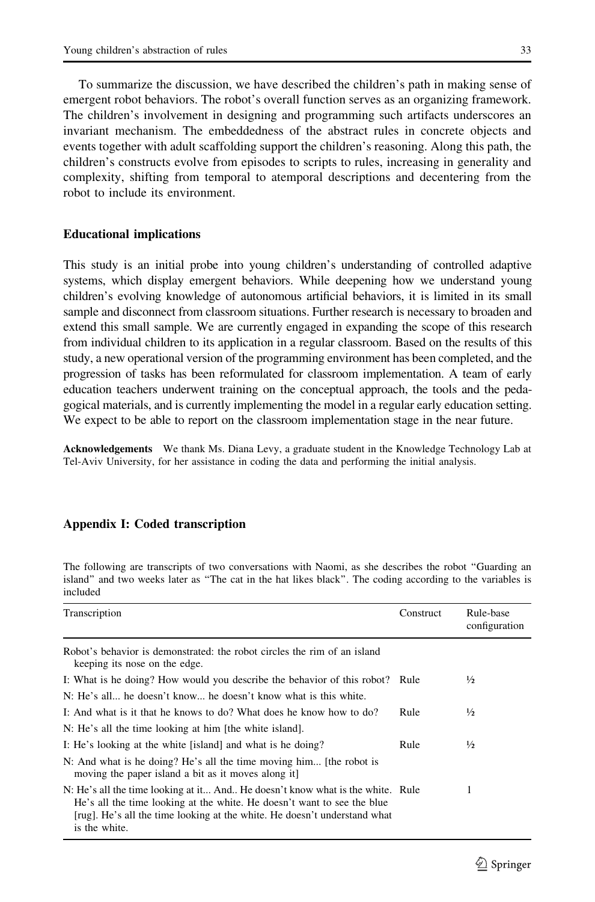To summarize the discussion, we have described the children's path in making sense of emergent robot behaviors. The robot's overall function serves as an organizing framework. The children's involvement in designing and programming such artifacts underscores an invariant mechanism. The embeddedness of the abstract rules in concrete objects and events together with adult scaffolding support the children's reasoning. Along this path, the children's constructs evolve from episodes to scripts to rules, increasing in generality and complexity, shifting from temporal to atemporal descriptions and decentering from the robot to include its environment.

### Educational implications

This study is an initial probe into young children's understanding of controlled adaptive systems, which display emergent behaviors. While deepening how we understand young children's evolving knowledge of autonomous artificial behaviors, it is limited in its small sample and disconnect from classroom situations. Further research is necessary to broaden and extend this small sample. We are currently engaged in expanding the scope of this research from individual children to its application in a regular classroom. Based on the results of this study, a new operational version of the programming environment has been completed, and the progression of tasks has been reformulated for classroom implementation. A team of early education teachers underwent training on the conceptual approach, the tools and the pedagogical materials, and is currently implementing the model in a regular early education setting. We expect to be able to report on the classroom implementation stage in the near future.

**Acknowledgements** We thank Ms. Diana Levy, a graduate student in the Knowledge Technology Lab at Tel-Aviv University, for her assistance in coding the data and performing the initial analysis.

### Appendix I: Coded transcription

The following are transcripts of two conversations with Naomi, as she describes the robot "Guarding an island" and two weeks later as "The cat in the hat likes black". The coding according to the variables is included

| Transcription | Construct | Rule-base configuration |
|---|---|---|
| Robot's behavior is demonstrated: the robot circles the rim of an island keeping its nose on the edge. | | |
| I: What is he doing? How would you describe the behavior of this robot? | Rule | ½ |
| N: He's all... he doesn't know... he doesn't know what is this white. | | |
| I: And what is it that he knows to do? What does he know how to do? | Rule | ½ |
| N: He's all the time looking at him [the white island]. | | |
| I: He's looking at the white [island] and what is he doing? | Rule | ½ |
| N: And what is he doing? He's all the time moving him... [the robot is moving the paper island a bit as it moves along it] | | |
| N: He's all the time looking at it... And.. He doesn't know what is the white. He's all the time looking at the white. He doesn't want to see the blue [rug]. He's all the time looking at the white. He doesn't understand what is the white. | Rule | 1 |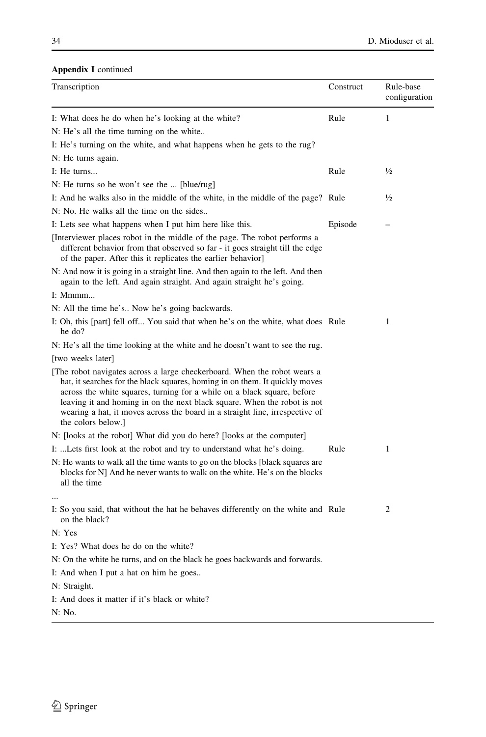**Appendix I** continued

| Transcription | Construct | Rule-base configuration |
|---|---|---|
| I: What does he do when he's looking at the white? | Rule | 1 |
| N: He's all the time turning on the white.. | | |
| I: He's turning on the white, and what happens when he gets to the rug? | | |
| N: He turns again. | | |
| I: He turns... | Rule | ½ |
| N: He turns so he won't see the ... [blue/rug] | | |
| I: And he walks also in the middle of the white, in the middle of the page? | Rule | ½ |
| N: No. He walks all the time on the sides.. | | |
| I: Lets see what happens when I put him here like this. | Episode | – |
| [Interviewer places robot in the middle of the page. The robot performs a different behavior from that observed so far - it goes straight till the edge of the paper. After this it replicates the earlier behavior] | | |
| N: And now it is going in a straight line. And then again to the left. And then again to the left. And again straight. And again straight he's going. | | |
| I: Mmmm... | | |
| N: All the time he's.. Now he's going backwards. | | |
| I: Oh, this [part] fell off... You said that when he's on the white, what does he do? | Rule | 1 |
| N: He's all the time looking at the white and he doesn't want to see the rug. | | |
| [two weeks later] | | |
| [The robot navigates across a large checkerboard. When the robot wears a hat, it searches for the black squares, homing in on them. It quickly moves across the white squares, turning for a while on a black square, before leaving it and homing in on the next black square. When the robot is not wearing a hat, it moves across the board in a straight line, irrespective of the colors below.] | | |
| N: [looks at the robot] What did you do here? [looks at the computer] | | |
| I: ...Lets first look at the robot and try to understand what he's doing. | Rule | 1 |
| N: He wants to walk all the time wants to go on the blocks [black squares are blocks for N] And he never wants to walk on the white. He's on the blocks all the time | | |
| ... | | |
| I: So you said, that without the hat he behaves differently on the white and on the black? | Rule | 2 |
| N: Yes | | |
| I: Yes? What does he do on the white? | | |
| N: On the white he turns, and on the black he goes backwards and forwards. | | |
| I: And when I put a hat on him he goes.. | | |
| N: Straight. | | |
| I: And does it matter if it's black or white? | | |
| N: No. | | |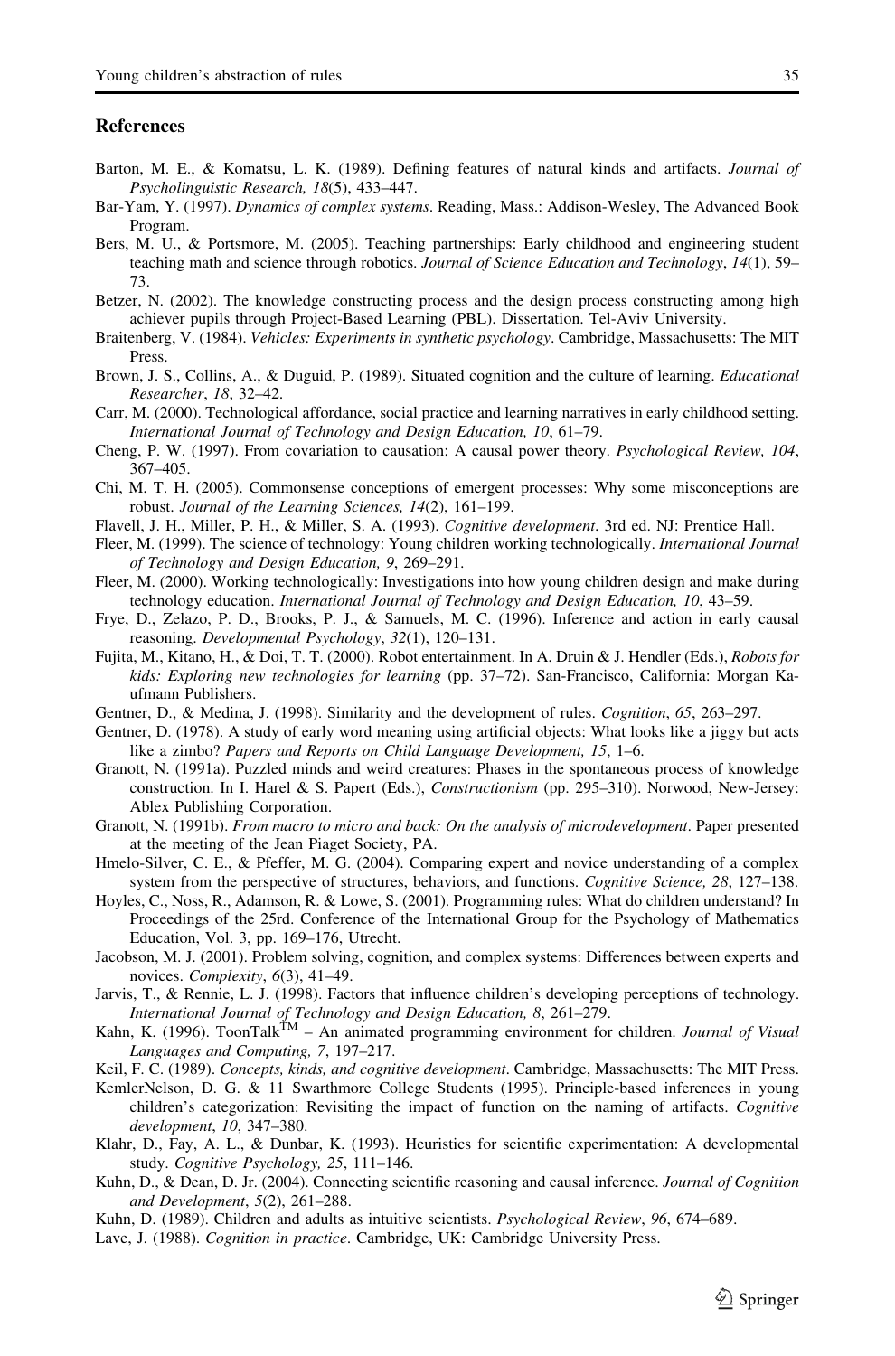## References

Barton, M. E., & Komatsu, L. K. (1989). Defining features of natural kinds and artifacts. *Journal of Psycholinguistic Research, 18*(5), 433–447.

Bar-Yam, Y. (1997). *Dynamics of complex systems*. Reading, Mass.: Addison-Wesley, The Advanced Book Program.

Bers, M. U., & Portsmore, M. (2005). Teaching partnerships: Early childhood and engineering student teaching math and science through robotics. *Journal of Science Education and Technology*, *14*(1), 59–73.

Betzer, N. (2002). The knowledge constructing process and the design process constructing among high achiever pupils through Project-Based Learning (PBL). Dissertation. Tel-Aviv University.

Braitenberg, V. (1984). *Vehicles: Experiments in synthetic psychology*. Cambridge, Massachusetts: The MIT Press.

Brown, J. S., Collins, A., & Duguid, P. (1989). Situated cognition and the culture of learning. *Educational Researcher*, *18*, 32–42.

Carr, M. (2000). Technological affordance, social practice and learning narratives in early childhood setting. *International Journal of Technology and Design Education, 10*, 61–79.

Cheng, P. W. (1997). From covariation to causation: A causal power theory. *Psychological Review, 104*, 367–405.

Chi, M. T. H. (2005). Commonsense conceptions of emergent processes: Why some misconceptions are robust. *Journal of the Learning Sciences, 14*(2), 161–199.

Flavell, J. H., Miller, P. H., & Miller, S. A. (1993). *Cognitive development*. 3rd ed. NJ: Prentice Hall.

Fleer, M. (1999). The science of technology: Young children working technologically. *International Journal of Technology and Design Education, 9*, 269–291.

Fleer, M. (2000). Working technologically: Investigations into how young children design and make during technology education. *International Journal of Technology and Design Education, 10*, 43–59.

Frye, D., Zelazo, P. D., Brooks, P. J., & Samuels, M. C. (1996). Inference and action in early causal reasoning. *Developmental Psychology*, *32*(1), 120–131.

Fujita, M., Kitano, H., & Doi, T. T. (2000). Robot entertainment. In A. Druin & J. Hendler (Eds.), *Robots for kids: Exploring new technologies for learning* (pp. 37–72). San-Francisco, California: Morgan Kaufmann Publishers.

Gentner, D., & Medina, J. (1998). Similarity and the development of rules. *Cognition*, *65*, 263–297.

Gentner, D. (1978). A study of early word meaning using artificial objects: What looks like a jiggy but acts like a zimbo? *Papers and Reports on Child Language Development, 15*, 1–6.

Granott, N. (1991a). Puzzled minds and weird creatures: Phases in the spontaneous process of knowledge construction. In I. Harel & S. Papert (Eds.), *Constructionism* (pp. 295–310). Norwood, New-Jersey: Ablex Publishing Corporation.

Granott, N. (1991b). *From macro to micro and back: On the analysis of microdevelopment*. Paper presented at the meeting of the Jean Piaget Society, PA.

Hmelo-Silver, C. E., & Pfeffer, M. G. (2004). Comparing expert and novice understanding of a complex system from the perspective of structures, behaviors, and functions. *Cognitive Science, 28*, 127–138.

Hoyles, C., Noss, R., Adamson, R. & Lowe, S. (2001). Programming rules: What do children understand? In Proceedings of the 25rd. Conference of the International Group for the Psychology of Mathematics Education, Vol. 3, pp. 169–176, Utrecht.

Jacobson, M. J. (2001). Problem solving, cognition, and complex systems: Differences between experts and novices. *Complexity*, *6*(3), 41–49.

Jarvis, T., & Rennie, L. J. (1998). Factors that influence children's developing perceptions of technology. *International Journal of Technology and Design Education, 8*, 261–279.

Kahn, K. (1996). ToonTalk™ – An animated programming environment for children. *Journal of Visual Languages and Computing, 7*, 197–217.

Keil, F. C. (1989). *Concepts, kinds, and cognitive development*. Cambridge, Massachusetts: The MIT Press.

KemlerNelson, D. G. & 11 Swarthmore College Students (1995). Principle-based inferences in young children's categorization: Revisiting the impact of function on the naming of artifacts. *Cognitive development*, *10*, 347–380.

Klahr, D., Fay, A. L., & Dunbar, K. (1993). Heuristics for scientific experimentation: A developmental study. *Cognitive Psychology, 25*, 111–146.

Kuhn, D., & Dean, D. Jr. (2004). Connecting scientific reasoning and causal inference. *Journal of Cognition and Development*, *5*(2), 261–288.

Kuhn, D. (1989). Children and adults as intuitive scientists. *Psychological Review*, *96*, 674–689.

Lave, J. (1988). *Cognition in practice*. Cambridge, UK: Cambridge University Press.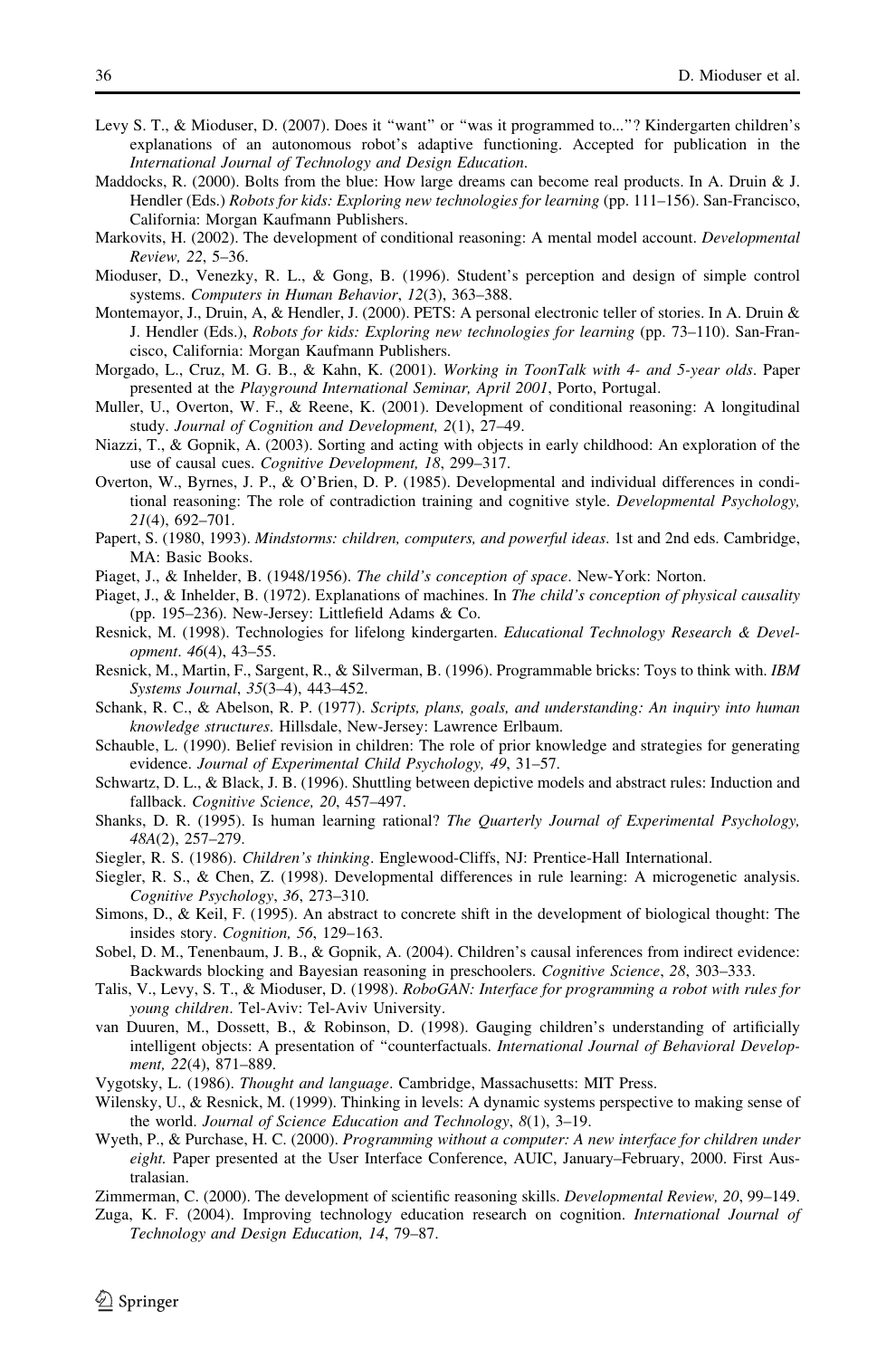Levy S. T., & Mioduser, D. (2007). Does it "want" or "was it programmed to..."? Kindergarten children's explanations of an autonomous robot's adaptive functioning. Accepted for publication in the *International Journal of Technology and Design Education*.

Maddocks, R. (2000). Bolts from the blue: How large dreams can become real products. In A. Druin & J. Hendler (Eds.) *Robots for kids: Exploring new technologies for learning* (pp. 111–156). San-Francisco, California: Morgan Kaufmann Publishers.

Markovits, H. (2002). The development of conditional reasoning: A mental model account. *Developmental Review, 22*, 5–36.

Mioduser, D., Venezky, R. L., & Gong, B. (1996). Student's perception and design of simple control systems. *Computers in Human Behavior*, *12*(3), 363–388.

Montemayor, J., Druin, A, & Hendler, J. (2000). PETS: A personal electronic teller of stories. In A. Druin & J. Hendler (Eds.), *Robots for kids: Exploring new technologies for learning* (pp. 73–110). San-Francisco, California: Morgan Kaufmann Publishers.

Morgado, L., Cruz, M. G. B., & Kahn, K. (2001). *Working in ToonTalk with 4- and 5-year olds*. Paper presented at the *Playground International Seminar, April 2001*, Porto, Portugal.

Muller, U., Overton, W. F., & Reene, K. (2001). Development of conditional reasoning: A longitudinal study. *Journal of Cognition and Development, 2*(1), 27–49.

Niazzi, T., & Gopnik, A. (2003). Sorting and acting with objects in early childhood: An exploration of the use of causal cues. *Cognitive Development, 18*, 299–317.

Overton, W., Byrnes, J. P., & O'Brien, D. P. (1985). Developmental and individual differences in conditional reasoning: The role of contradiction training and cognitive style. *Developmental Psychology, 21*(4), 692–701.

Papert, S. (1980, 1993). *Mindstorms: children, computers, and powerful ideas*. 1st and 2nd eds. Cambridge, MA: Basic Books.

Piaget, J., & Inhelder, B. (1948/1956). *The child's conception of space*. New-York: Norton.

Piaget, J., & Inhelder, B. (1972). Explanations of machines. In *The child's conception of physical causality* (pp. 195–236). New-Jersey: Littlefield Adams & Co.

Resnick, M. (1998). Technologies for lifelong kindergarten. *Educational Technology Research & Development*. *46*(4), 43–55.

Resnick, M., Martin, F., Sargent, R., & Silverman, B. (1996). Programmable bricks: Toys to think with. *IBM Systems Journal*, *35*(3–4), 443–452.

Schank, R. C., & Abelson, R. P. (1977). *Scripts, plans, goals, and understanding: An inquiry into human knowledge structures*. Hillsdale, New-Jersey: Lawrence Erlbaum.

Schauble, L. (1990). Belief revision in children: The role of prior knowledge and strategies for generating evidence. *Journal of Experimental Child Psychology, 49*, 31–57.

Schwartz, D. L., & Black, J. B. (1996). Shuttling between depictive models and abstract rules: Induction and fallback. *Cognitive Science, 20*, 457–497.

Shanks, D. R. (1995). Is human learning rational? *The Quarterly Journal of Experimental Psychology, 48A*(2), 257–279.

Siegler, R. S. (1986). *Children's thinking*. Englewood-Cliffs, NJ: Prentice-Hall International.

Siegler, R. S., & Chen, Z. (1998). Developmental differences in rule learning: A microgenetic analysis. *Cognitive Psychology*, *36*, 273–310.

Simons, D., & Keil, F. (1995). An abstract to concrete shift in the development of biological thought: The insides story. *Cognition, 56*, 129–163.

Sobel, D. M., Tenenbaum, J. B., & Gopnik, A. (2004). Children's causal inferences from indirect evidence: Backwards blocking and Bayesian reasoning in preschoolers. *Cognitive Science*, *28*, 303–333.

Talis, V., Levy, S. T., & Mioduser, D. (1998). *RoboGAN: Interface for programming a robot with rules for young children*. Tel-Aviv: Tel-Aviv University.

van Duuren, M., Dossett, B., & Robinson, D. (1998). Gauging children's understanding of artificially intelligent objects: A presentation of "counterfactuals. *International Journal of Behavioral Development, 22*(4), 871–889.

Vygotsky, L. (1986). *Thought and language*. Cambridge, Massachusetts: MIT Press.

Wilensky, U., & Resnick, M. (1999). Thinking in levels: A dynamic systems perspective to making sense of the world. *Journal of Science Education and Technology*, *8*(1), 3–19.

Wyeth, P., & Purchase, H. C. (2000). *Programming without a computer: A new interface for children under eight*. Paper presented at the User Interface Conference, AUIC, January–February, 2000. First Australasian.

Zimmerman, C. (2000). The development of scientific reasoning skills. *Developmental Review, 20*, 99–149.

Zuga, K. F. (2004). Improving technology education research on cognition. *International Journal of Technology and Design Education, 14*, 79–87.